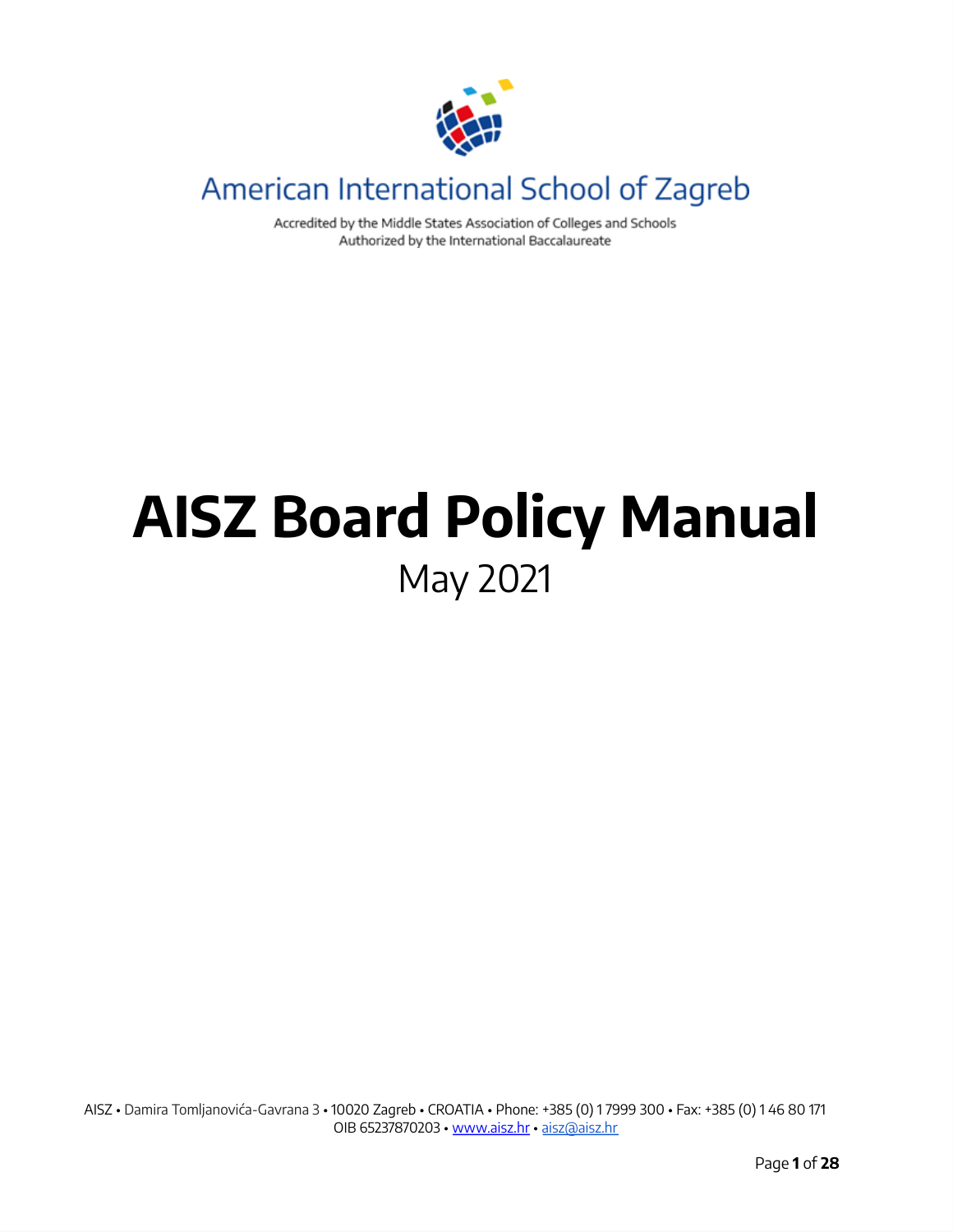American International School of Zagreb

Accredited by the Middle States Association of Colleges and Schools
Authorized by the International Baccalaureate

# AISZ Board Policy Manual

May 2021

AISZ • Damira Tomljanovića-Gavrana 3 • 10020 Zagreb • CROATIA • Phone: +385 (0) 1 7999 300 • Fax: +385 (0) 1 46 80 171
OIB 65237870203 • www.aisz.hr • aisz@aisz.hr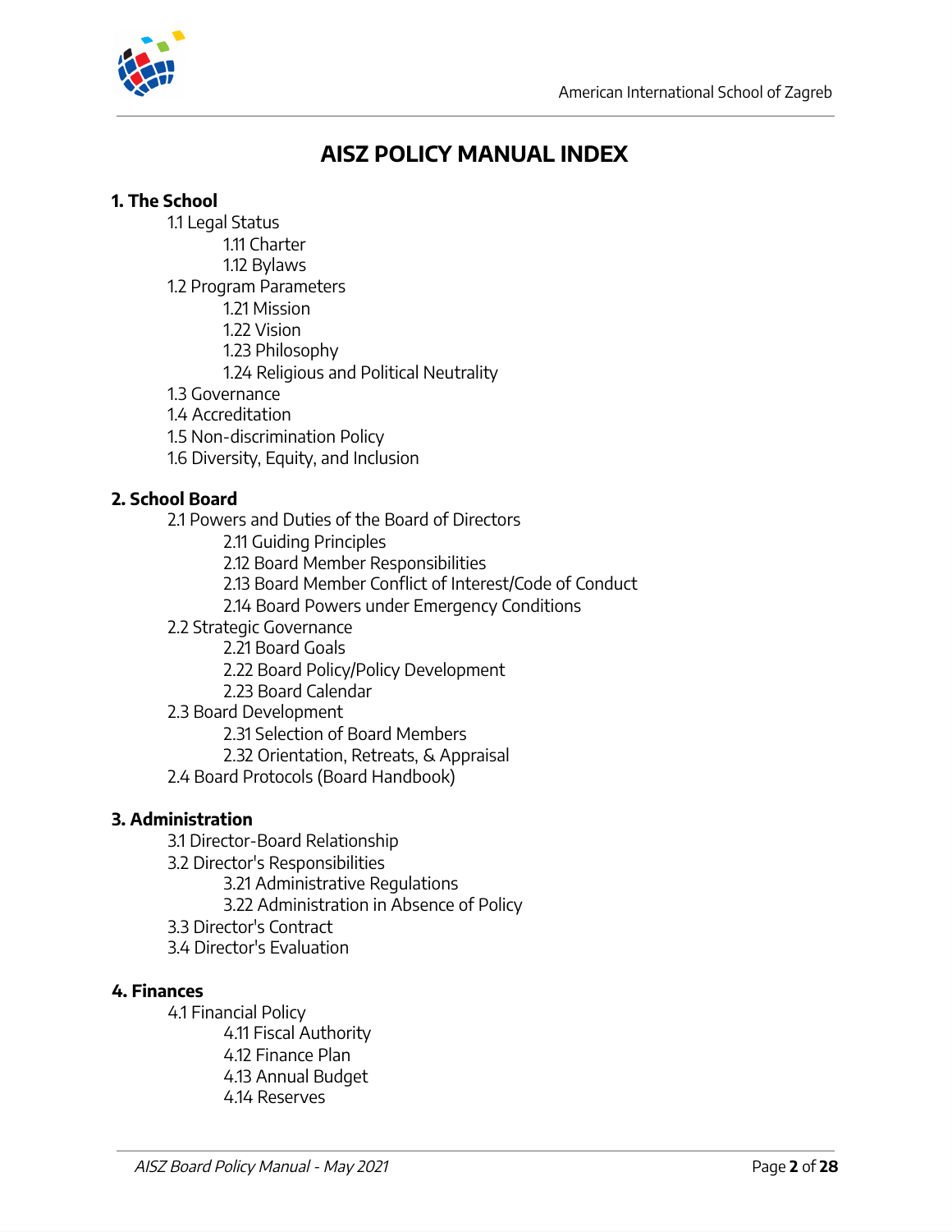# AISZ POLICY MANUAL INDEX

**1. The School**

- 1.1 Legal Status
  - 1.11 Charter
  - 1.12 Bylaws
- 1.2 Program Parameters
  - 1.21 Mission
  - 1.22 Vision
  - 1.23 Philosophy
  - 1.24 Religious and Political Neutrality
- 1.3 Governance
- 1.4 Accreditation
- 1.5 Non-discrimination Policy
- 1.6 Diversity, Equity, and Inclusion

**2. School Board**

- 2.1 Powers and Duties of the Board of Directors
  - 2.11 Guiding Principles
  - 2.12 Board Member Responsibilities
  - 2.13 Board Member Conflict of Interest/Code of Conduct
  - 2.14 Board Powers under Emergency Conditions
- 2.2 Strategic Governance
  - 2.21 Board Goals
  - 2.22 Board Policy/Policy Development
  - 2.23 Board Calendar
- 2.3 Board Development
  - 2.31 Selection of Board Members
  - 2.32 Orientation, Retreats, & Appraisal
- 2.4 Board Protocols (Board Handbook)

**3. Administration**

- 3.1 Director-Board Relationship
- 3.2 Director's Responsibilities
  - 3.21 Administrative Regulations
  - 3.22 Administration in Absence of Policy
- 3.3 Director's Contract
- 3.4 Director's Evaluation

**4. Finances**

- 4.1 Financial Policy
  - 4.11 Fiscal Authority
  - 4.12 Finance Plan
  - 4.13 Annual Budget
  - 4.14 Reserves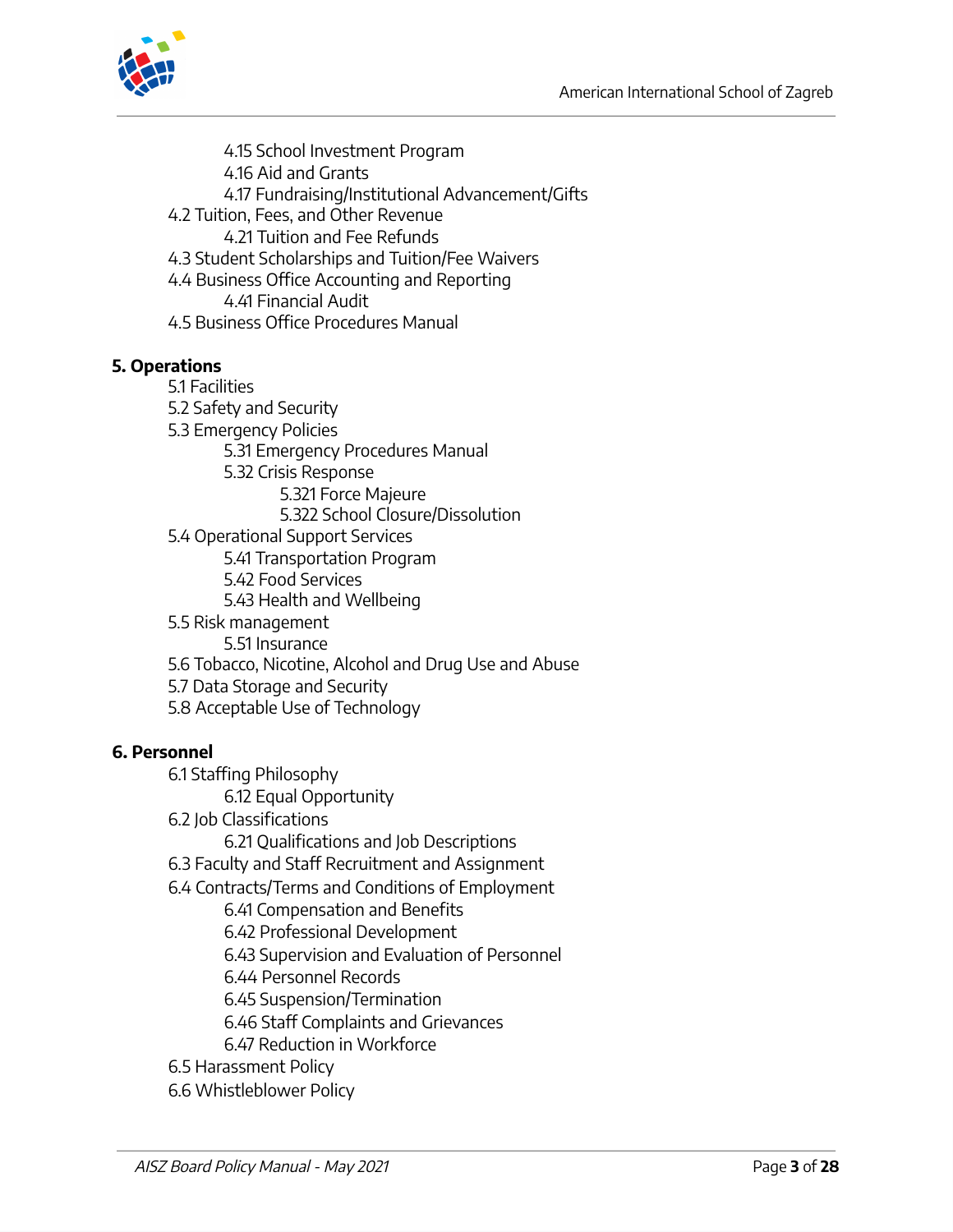- 4.15 School Investment Program
- 4.16 Aid and Grants
- 4.17 Fundraising/Institutional Advancement/Gifts

4.2 Tuition, Fees, and Other Revenue

- 4.21 Tuition and Fee Refunds

4.3 Student Scholarships and Tuition/Fee Waivers

4.4 Business Office Accounting and Reporting

- 4.41 Financial Audit

4.5 Business Office Procedures Manual

**5. Operations**

- 5.1 Facilities
- 5.2 Safety and Security
- 5.3 Emergency Policies
  - 5.31 Emergency Procedures Manual
  - 5.32 Crisis Response
    - 5.321 Force Majeure
    - 5.322 School Closure/Dissolution
- 5.4 Operational Support Services
  - 5.41 Transportation Program
  - 5.42 Food Services
  - 5.43 Health and Wellbeing
- 5.5 Risk management
  - 5.51 Insurance
- 5.6 Tobacco, Nicotine, Alcohol and Drug Use and Abuse
- 5.7 Data Storage and Security
- 5.8 Acceptable Use of Technology

**6. Personnel**

- 6.1 Staffing Philosophy
  - 6.12 Equal Opportunity
- 6.2 Job Classifications
  - 6.21 Qualifications and Job Descriptions
- 6.3 Faculty and Staff Recruitment and Assignment
- 6.4 Contracts/Terms and Conditions of Employment
  - 6.41 Compensation and Benefits
  - 6.42 Professional Development
  - 6.43 Supervision and Evaluation of Personnel
  - 6.44 Personnel Records
  - 6.45 Suspension/Termination
  - 6.46 Staff Complaints and Grievances
  - 6.47 Reduction in Workforce
- 6.5 Harassment Policy
- 6.6 Whistleblower Policy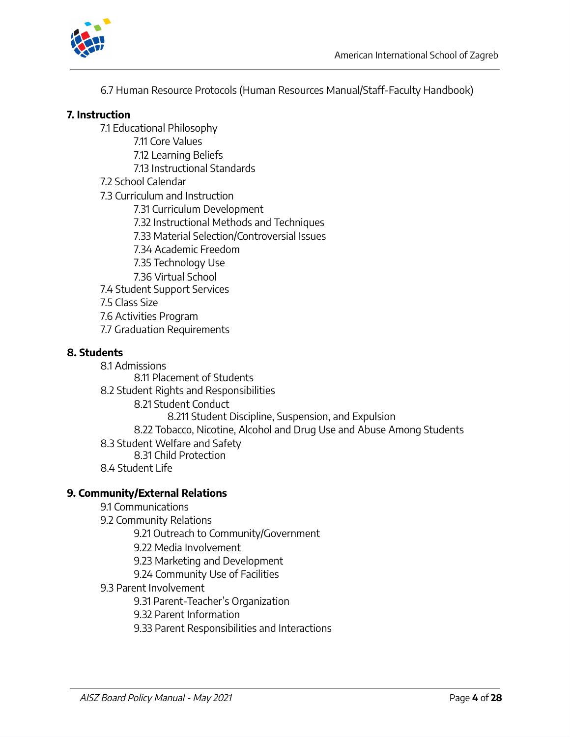6.7 Human Resource Protocols (Human Resources Manual/Staff-Faculty Handbook)

**7. Instruction**

- 7.1 Educational Philosophy
  - 7.11 Core Values
  - 7.12 Learning Beliefs
  - 7.13 Instructional Standards
- 7.2 School Calendar
- 7.3 Curriculum and Instruction
  - 7.31 Curriculum Development
  - 7.32 Instructional Methods and Techniques
  - 7.33 Material Selection/Controversial Issues
  - 7.34 Academic Freedom
  - 7.35 Technology Use
  - 7.36 Virtual School
- 7.4 Student Support Services
- 7.5 Class Size
- 7.6 Activities Program
- 7.7 Graduation Requirements

**8. Students**

- 8.1 Admissions
  - 8.11 Placement of Students
- 8.2 Student Rights and Responsibilities
  - 8.21 Student Conduct
    - 8.211 Student Discipline, Suspension, and Expulsion
  - 8.22 Tobacco, Nicotine, Alcohol and Drug Use and Abuse Among Students
- 8.3 Student Welfare and Safety
  - 8.31 Child Protection
- 8.4 Student Life

**9. Community/External Relations**

- 9.1 Communications
- 9.2 Community Relations
  - 9.21 Outreach to Community/Government
  - 9.22 Media Involvement
  - 9.23 Marketing and Development
  - 9.24 Community Use of Facilities
- 9.3 Parent Involvement
  - 9.31 Parent-Teacher's Organization
  - 9.32 Parent Information
  - 9.33 Parent Responsibilities and Interactions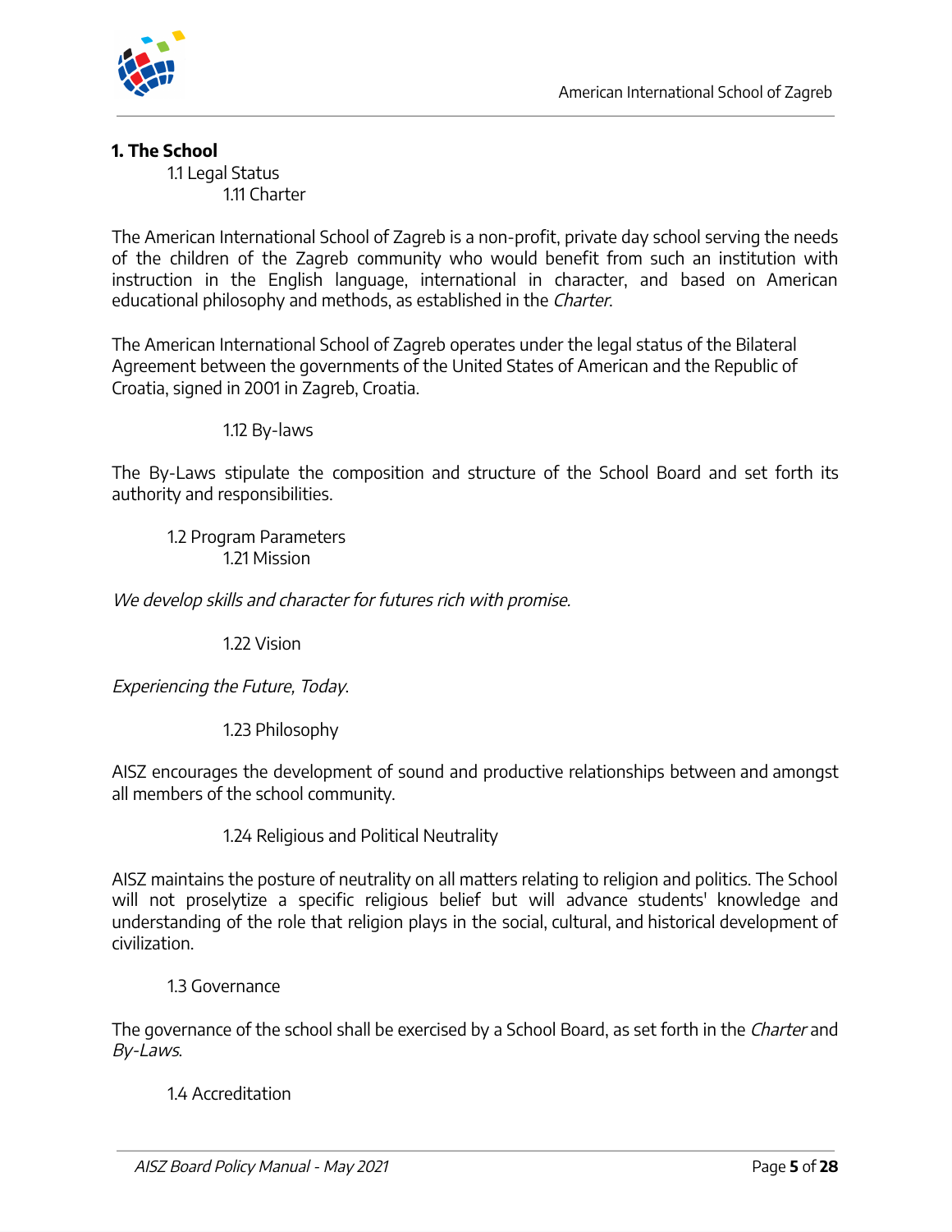# 1. The School

## 1.1 Legal Status

### 1.11 Charter

The American International School of Zagreb is a non-profit, private day school serving the needs of the children of the Zagreb community who would benefit from such an institution with instruction in the English language, international in character, and based on American educational philosophy and methods, as established in the *Charter*.

The American International School of Zagreb operates under the legal status of the Bilateral Agreement between the governments of the United States of American and the Republic of Croatia, signed in 2001 in Zagreb, Croatia.

### 1.12 By-laws

The By-Laws stipulate the composition and structure of the School Board and set forth its authority and responsibilities.

## 1.2 Program Parameters

### 1.21 Mission

*We develop skills and character for futures rich with promise.*

### 1.22 Vision

*Experiencing the Future, Today.*

### 1.23 Philosophy

AISZ encourages the development of sound and productive relationships between and amongst all members of the school community.

### 1.24 Religious and Political Neutrality

AISZ maintains the posture of neutrality on all matters relating to religion and politics. The School will not proselytize a specific religious belief but will advance students' knowledge and understanding of the role that religion plays in the social, cultural, and historical development of civilization.

## 1.3 Governance

The governance of the school shall be exercised by a School Board, as set forth in the *Charter* and *By-Laws*.

## 1.4 Accreditation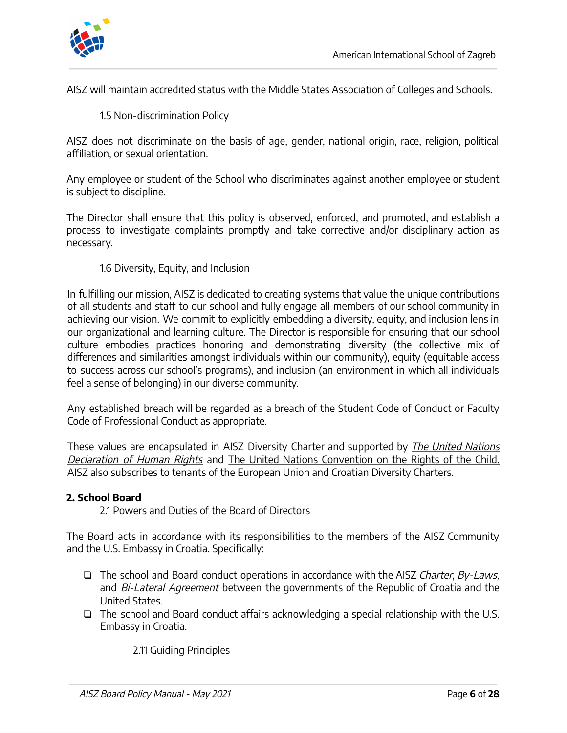AISZ will maintain accredited status with the Middle States Association of Colleges and Schools.

### 1.5 Non-discrimination Policy

AISZ does not discriminate on the basis of age, gender, national origin, race, religion, political affiliation, or sexual orientation.

Any employee or student of the School who discriminates against another employee or student is subject to discipline.

The Director shall ensure that this policy is observed, enforced, and promoted, and establish a process to investigate complaints promptly and take corrective and/or disciplinary action as necessary.

### 1.6 Diversity, Equity, and Inclusion

In fulfilling our mission, AISZ is dedicated to creating systems that value the unique contributions of all students and staff to our school and fully engage all members of our school community in achieving our vision. We commit to explicitly embedding a diversity, equity, and inclusion lens in our organizational and learning culture. The Director is responsible for ensuring that our school culture embodies practices honoring and demonstrating diversity (the collective mix of differences and similarities amongst individuals within our community), equity (equitable access to success across our school's programs), and inclusion (an environment in which all individuals feel a sense of belonging) in our diverse community.

Any established breach will be regarded as a breach of the Student Code of Conduct or Faculty Code of Professional Conduct as appropriate.

These values are encapsulated in AISZ Diversity Charter and supported by *The United Nations Declaration of Human Rights* and The United Nations Convention on the Rights of the Child. AISZ also subscribes to tenants of the European Union and Croatian Diversity Charters.

## 2. School Board

### 2.1 Powers and Duties of the Board of Directors

The Board acts in accordance with its responsibilities to the members of the AISZ Community and the U.S. Embassy in Croatia. Specifically:

- ❏ The school and Board conduct operations in accordance with the AISZ *Charter*, *By-Laws,* and *Bi-Lateral Agreement* between the governments of the Republic of Croatia and the United States.
- ❏ The school and Board conduct affairs acknowledging a special relationship with the U.S. Embassy in Croatia.

#### 2.11 Guiding Principles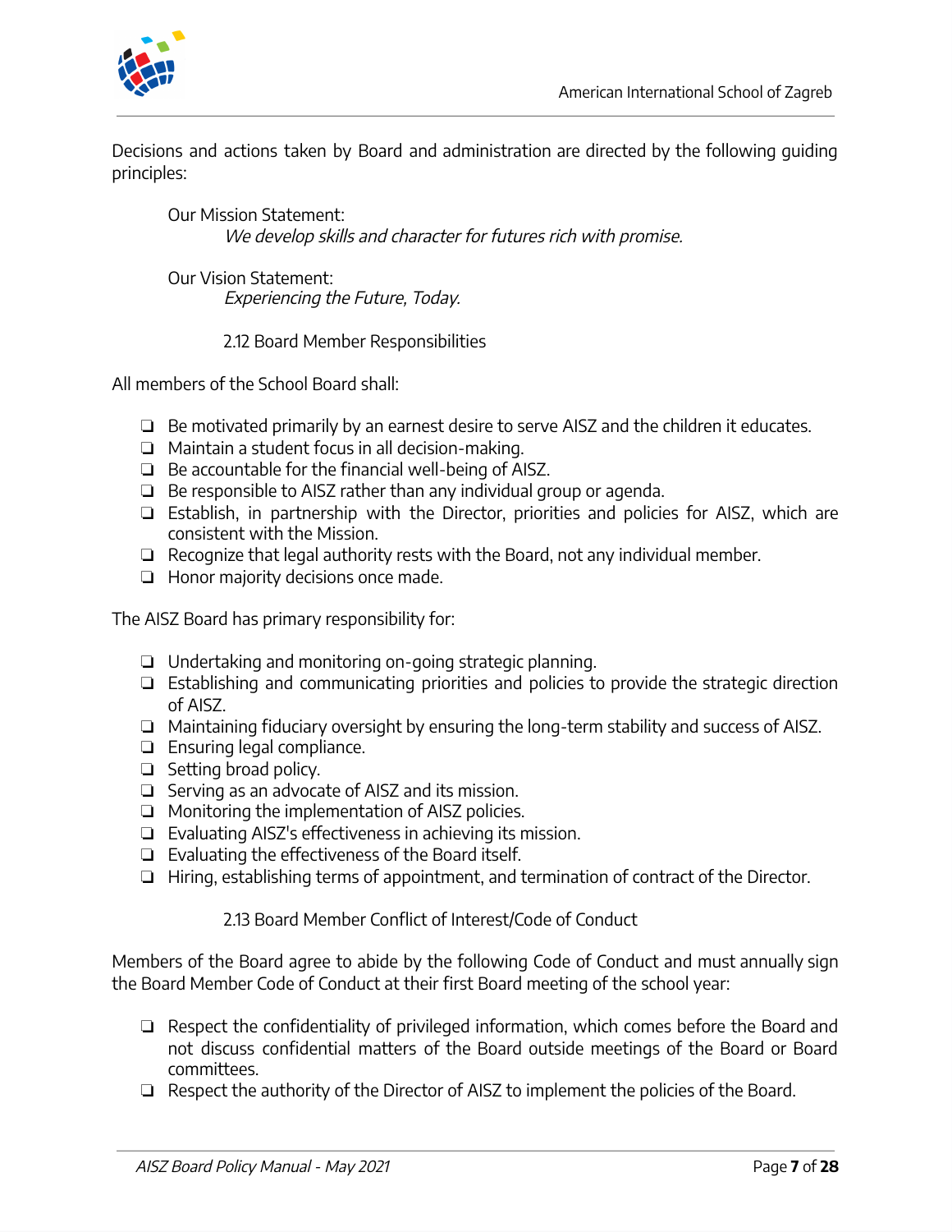Decisions and actions taken by Board and administration are directed by the following guiding principles:

Our Mission Statement:

*We develop skills and character for futures rich with promise.*

Our Vision Statement:

*Experiencing the Future, Today.*

### 2.12 Board Member Responsibilities

All members of the School Board shall:

- ❏ Be motivated primarily by an earnest desire to serve AISZ and the children it educates.
- ❏ Maintain a student focus in all decision-making.
- ❏ Be accountable for the financial well-being of AISZ.
- ❏ Be responsible to AISZ rather than any individual group or agenda.
- ❏ Establish, in partnership with the Director, priorities and policies for AISZ, which are consistent with the Mission.
- ❏ Recognize that legal authority rests with the Board, not any individual member.
- ❏ Honor majority decisions once made.

The AISZ Board has primary responsibility for:

- ❏ Undertaking and monitoring on-going strategic planning.
- ❏ Establishing and communicating priorities and policies to provide the strategic direction of AISZ.
- ❏ Maintaining fiduciary oversight by ensuring the long-term stability and success of AISZ.
- ❏ Ensuring legal compliance.
- ❏ Setting broad policy.
- ❏ Serving as an advocate of AISZ and its mission.
- ❏ Monitoring the implementation of AISZ policies.
- ❏ Evaluating AISZ's effectiveness in achieving its mission.
- ❏ Evaluating the effectiveness of the Board itself.
- ❏ Hiring, establishing terms of appointment, and termination of contract of the Director.

### 2.13 Board Member Conflict of Interest/Code of Conduct

Members of the Board agree to abide by the following Code of Conduct and must annually sign the Board Member Code of Conduct at their first Board meeting of the school year:

- ❏ Respect the confidentiality of privileged information, which comes before the Board and not discuss confidential matters of the Board outside meetings of the Board or Board committees.
- ❏ Respect the authority of the Director of AISZ to implement the policies of the Board.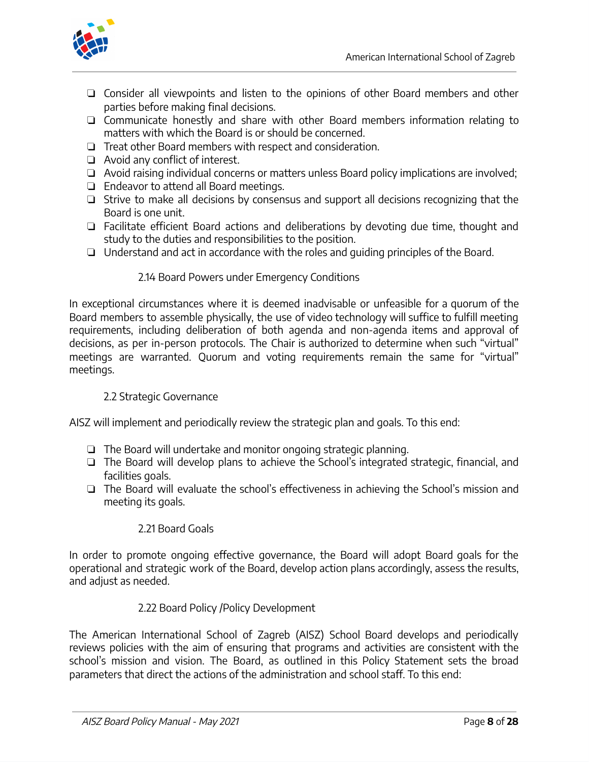- Consider all viewpoints and listen to the opinions of other Board members and other parties before making final decisions.
- Communicate honestly and share with other Board members information relating to matters with which the Board is or should be concerned.
- Treat other Board members with respect and consideration.
- Avoid any conflict of interest.
- Avoid raising individual concerns or matters unless Board policy implications are involved;
- Endeavor to attend all Board meetings.
- Strive to make all decisions by consensus and support all decisions recognizing that the Board is one unit.
- Facilitate efficient Board actions and deliberations by devoting due time, thought and study to the duties and responsibilities to the position.
- Understand and act in accordance with the roles and guiding principles of the Board.

#### 2.14 Board Powers under Emergency Conditions

In exceptional circumstances where it is deemed inadvisable or unfeasible for a quorum of the Board members to assemble physically, the use of video technology will suffice to fulfill meeting requirements, including deliberation of both agenda and non-agenda items and approval of decisions, as per in-person protocols. The Chair is authorized to determine when such "virtual" meetings are warranted. Quorum and voting requirements remain the same for "virtual" meetings.

### 2.2 Strategic Governance

AISZ will implement and periodically review the strategic plan and goals. To this end:

- The Board will undertake and monitor ongoing strategic planning.
- The Board will develop plans to achieve the School's integrated strategic, financial, and facilities goals.
- The Board will evaluate the school's effectiveness in achieving the School's mission and meeting its goals.

#### 2.21 Board Goals

In order to promote ongoing effective governance, the Board will adopt Board goals for the operational and strategic work of the Board, develop action plans accordingly, assess the results, and adjust as needed.

#### 2.22 Board Policy /Policy Development

The American International School of Zagreb (AISZ) School Board develops and periodically reviews policies with the aim of ensuring that programs and activities are consistent with the school's mission and vision. The Board, as outlined in this Policy Statement sets the broad parameters that direct the actions of the administration and school staff. To this end: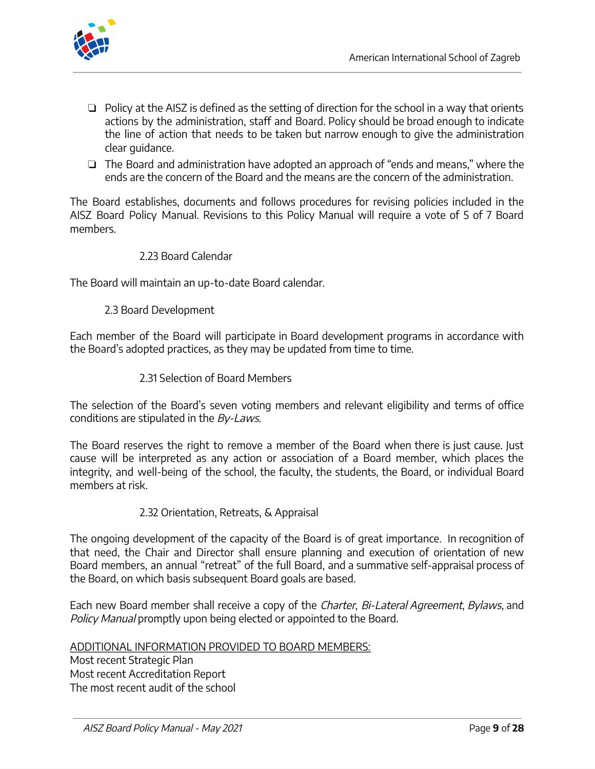- Policy at the AISZ is defined as the setting of direction for the school in a way that orients actions by the administration, staff and Board. Policy should be broad enough to indicate the line of action that needs to be taken but narrow enough to give the administration clear guidance.
- The Board and administration have adopted an approach of "ends and means," where the ends are the concern of the Board and the means are the concern of the administration.

The Board establishes, documents and follows procedures for revising policies included in the AISZ Board Policy Manual. Revisions to this Policy Manual will require a vote of 5 of 7 Board members.

#### 2.23 Board Calendar

The Board will maintain an up-to-date Board calendar.

### 2.3 Board Development

Each member of the Board will participate in Board development programs in accordance with the Board's adopted practices, as they may be updated from time to time.

#### 2.31 Selection of Board Members

The selection of the Board's seven voting members and relevant eligibility and terms of office conditions are stipulated in the *By-Laws*.

The Board reserves the right to remove a member of the Board when there is just cause. Just cause will be interpreted as any action or association of a Board member, which places the integrity, and well-being of the school, the faculty, the students, the Board, or individual Board members at risk.

#### 2.32 Orientation, Retreats, & Appraisal

The ongoing development of the capacity of the Board is of great importance. In recognition of that need, the Chair and Director shall ensure planning and execution of orientation of new Board members, an annual "retreat" of the full Board, and a summative self-appraisal process of the Board, on which basis subsequent Board goals are based.

Each new Board member shall receive a copy of the *Charter*, *Bi-Lateral Agreement*, *Bylaws,* and *Policy Manual* promptly upon being elected or appointed to the Board.

<u>ADDITIONAL INFORMATION PROVIDED TO BOARD MEMBERS:</u>  
Most recent Strategic Plan  
Most recent Accreditation Report  
The most recent audit of the school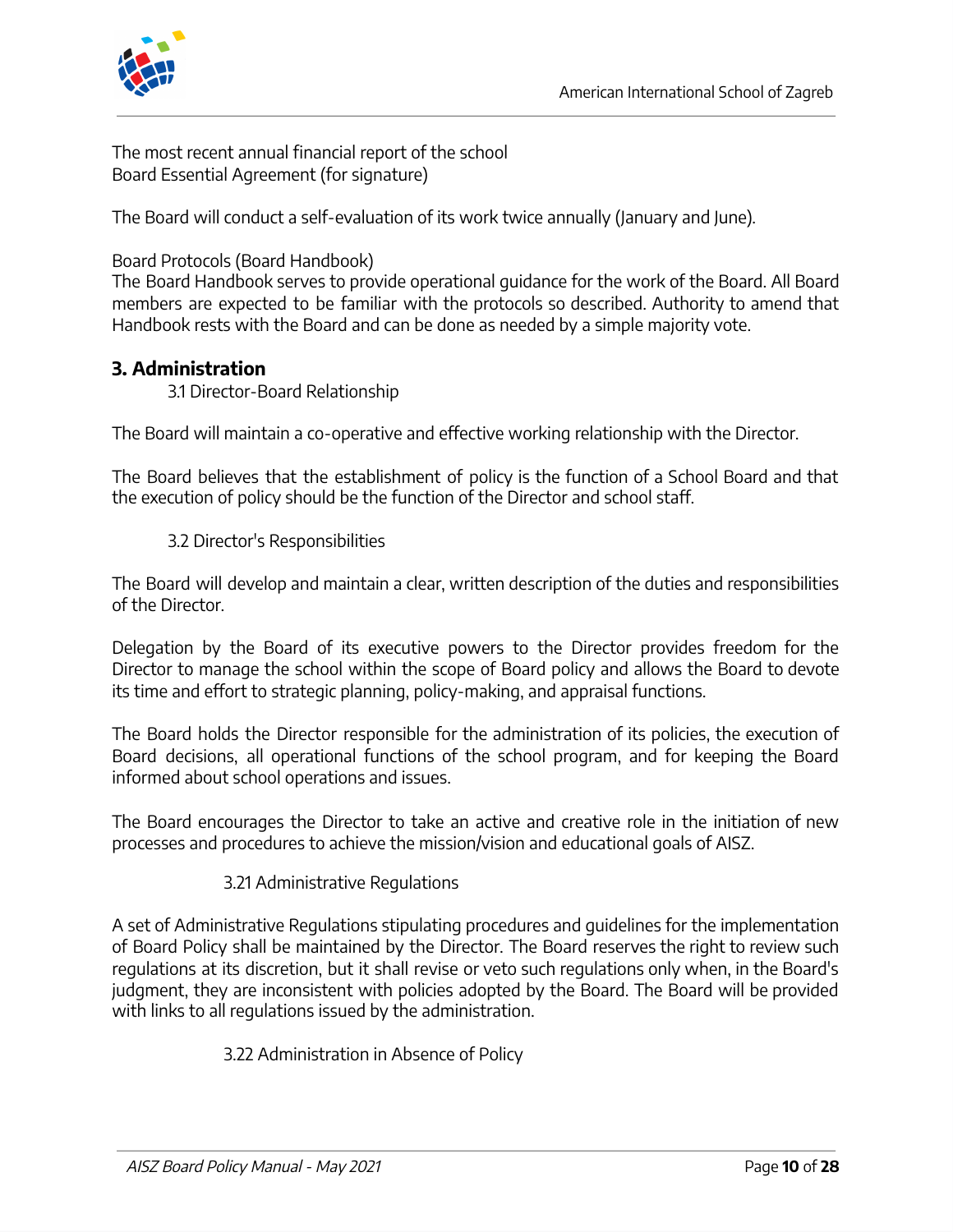The most recent annual financial report of the school
Board Essential Agreement (for signature)

The Board will conduct a self-evaluation of its work twice annually (January and June).

Board Protocols (Board Handbook)
The Board Handbook serves to provide operational guidance for the work of the Board. All Board members are expected to be familiar with the protocols so described. Authority to amend that Handbook rests with the Board and can be done as needed by a simple majority vote.

## 3. Administration

### 3.1 Director-Board Relationship

The Board will maintain a co-operative and effective working relationship with the Director.

The Board believes that the establishment of policy is the function of a School Board and that the execution of policy should be the function of the Director and school staff.

### 3.2 Director's Responsibilities

The Board will develop and maintain a clear, written description of the duties and responsibilities of the Director.

Delegation by the Board of its executive powers to the Director provides freedom for the Director to manage the school within the scope of Board policy and allows the Board to devote its time and effort to strategic planning, policy-making, and appraisal functions.

The Board holds the Director responsible for the administration of its policies, the execution of Board decisions, all operational functions of the school program, and for keeping the Board informed about school operations and issues.

The Board encourages the Director to take an active and creative role in the initiation of new processes and procedures to achieve the mission/vision and educational goals of AISZ.

#### 3.21 Administrative Regulations

A set of Administrative Regulations stipulating procedures and guidelines for the implementation of Board Policy shall be maintained by the Director. The Board reserves the right to review such regulations at its discretion, but it shall revise or veto such regulations only when, in the Board's judgment, they are inconsistent with policies adopted by the Board. The Board will be provided with links to all regulations issued by the administration.

#### 3.22 Administration in Absence of Policy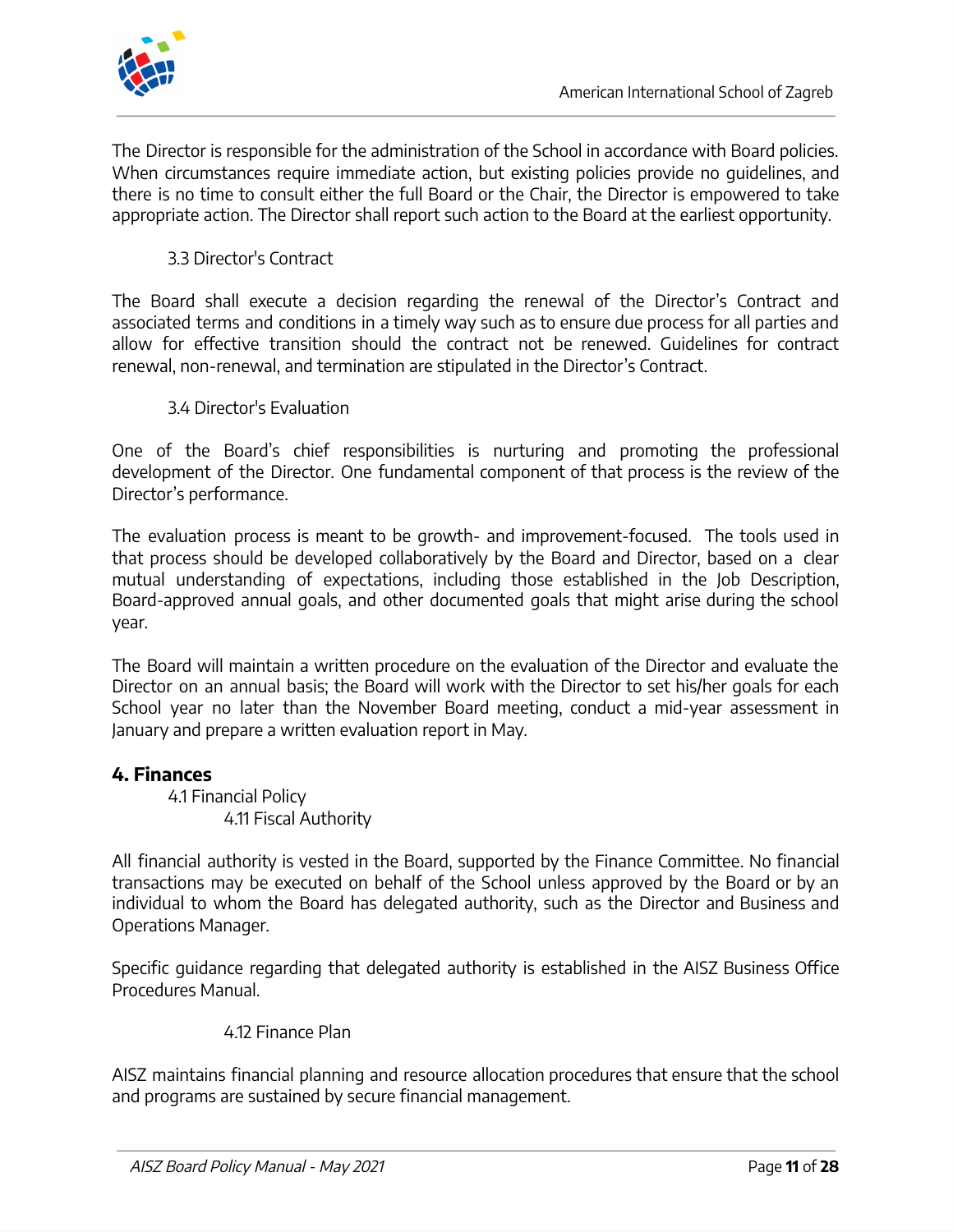The Director is responsible for the administration of the School in accordance with Board policies. When circumstances require immediate action, but existing policies provide no guidelines, and there is no time to consult either the full Board or the Chair, the Director is empowered to take appropriate action. The Director shall report such action to the Board at the earliest opportunity.

### 3.3 Director's Contract

The Board shall execute a decision regarding the renewal of the Director's Contract and associated terms and conditions in a timely way such as to ensure due process for all parties and allow for effective transition should the contract not be renewed. Guidelines for contract renewal, non-renewal, and termination are stipulated in the Director's Contract.

### 3.4 Director's Evaluation

One of the Board's chief responsibilities is nurturing and promoting the professional development of the Director. One fundamental component of that process is the review of the Director's performance.

The evaluation process is meant to be growth- and improvement-focused. The tools used in that process should be developed collaboratively by the Board and Director, based on a clear mutual understanding of expectations, including those established in the Job Description, Board-approved annual goals, and other documented goals that might arise during the school year.

The Board will maintain a written procedure on the evaluation of the Director and evaluate the Director on an annual basis; the Board will work with the Director to set his/her goals for each School year no later than the November Board meeting, conduct a mid-year assessment in January and prepare a written evaluation report in May.

## 4. Finances

### 4.1 Financial Policy

#### 4.11 Fiscal Authority

All financial authority is vested in the Board, supported by the Finance Committee. No financial transactions may be executed on behalf of the School unless approved by the Board or by an individual to whom the Board has delegated authority, such as the Director and Business and Operations Manager.

Specific guidance regarding that delegated authority is established in the AISZ Business Office Procedures Manual.

#### 4.12 Finance Plan

AISZ maintains financial planning and resource allocation procedures that ensure that the school and programs are sustained by secure financial management.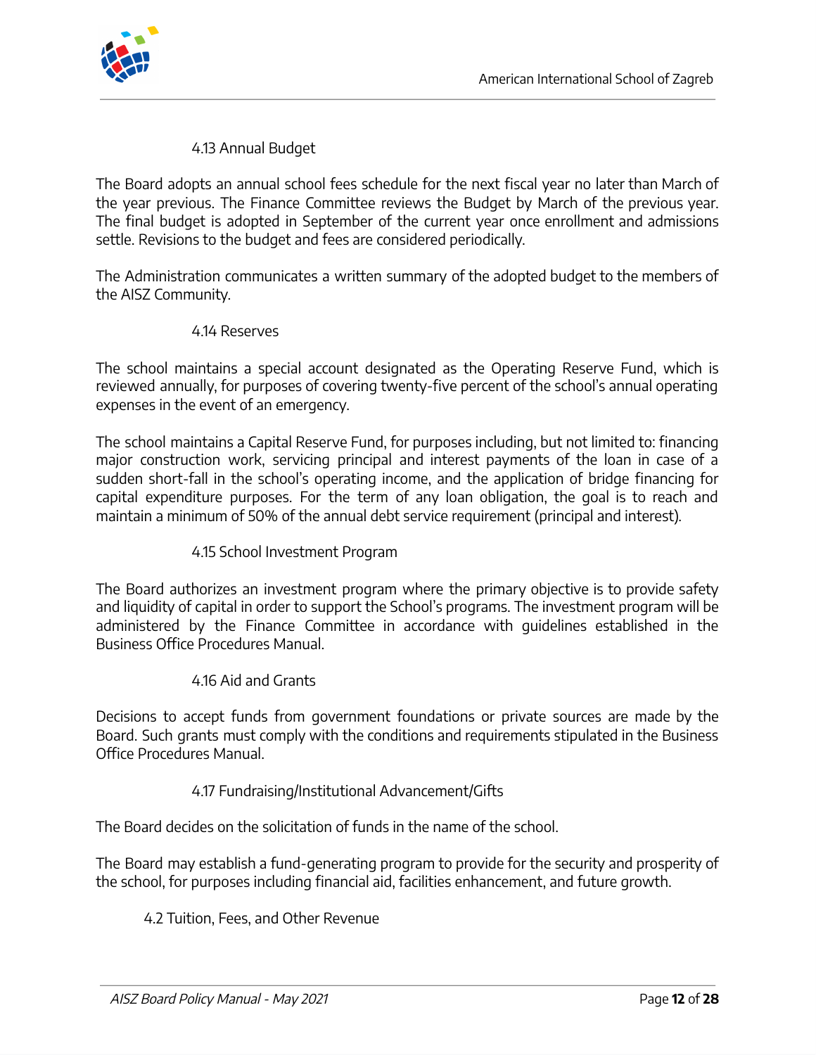### 4.13 Annual Budget

The Board adopts an annual school fees schedule for the next fiscal year no later than March of the year previous. The Finance Committee reviews the Budget by March of the previous year. The final budget is adopted in September of the current year once enrollment and admissions settle. Revisions to the budget and fees are considered periodically.

The Administration communicates a written summary of the adopted budget to the members of the AISZ Community.

### 4.14 Reserves

The school maintains a special account designated as the Operating Reserve Fund, which is reviewed annually, for purposes of covering twenty-five percent of the school's annual operating expenses in the event of an emergency.

The school maintains a Capital Reserve Fund, for purposes including, but not limited to: financing major construction work, servicing principal and interest payments of the loan in case of a sudden short-fall in the school's operating income, and the application of bridge financing for capital expenditure purposes. For the term of any loan obligation, the goal is to reach and maintain a minimum of 50% of the annual debt service requirement (principal and interest).

### 4.15 School Investment Program

The Board authorizes an investment program where the primary objective is to provide safety and liquidity of capital in order to support the School's programs. The investment program will be administered by the Finance Committee in accordance with guidelines established in the Business Office Procedures Manual.

### 4.16 Aid and Grants

Decisions to accept funds from government foundations or private sources are made by the Board. Such grants must comply with the conditions and requirements stipulated in the Business Office Procedures Manual.

### 4.17 Fundraising/Institutional Advancement/Gifts

The Board decides on the solicitation of funds in the name of the school.

The Board may establish a fund-generating program to provide for the security and prosperity of the school, for purposes including financial aid, facilities enhancement, and future growth.

## 4.2 Tuition, Fees, and Other Revenue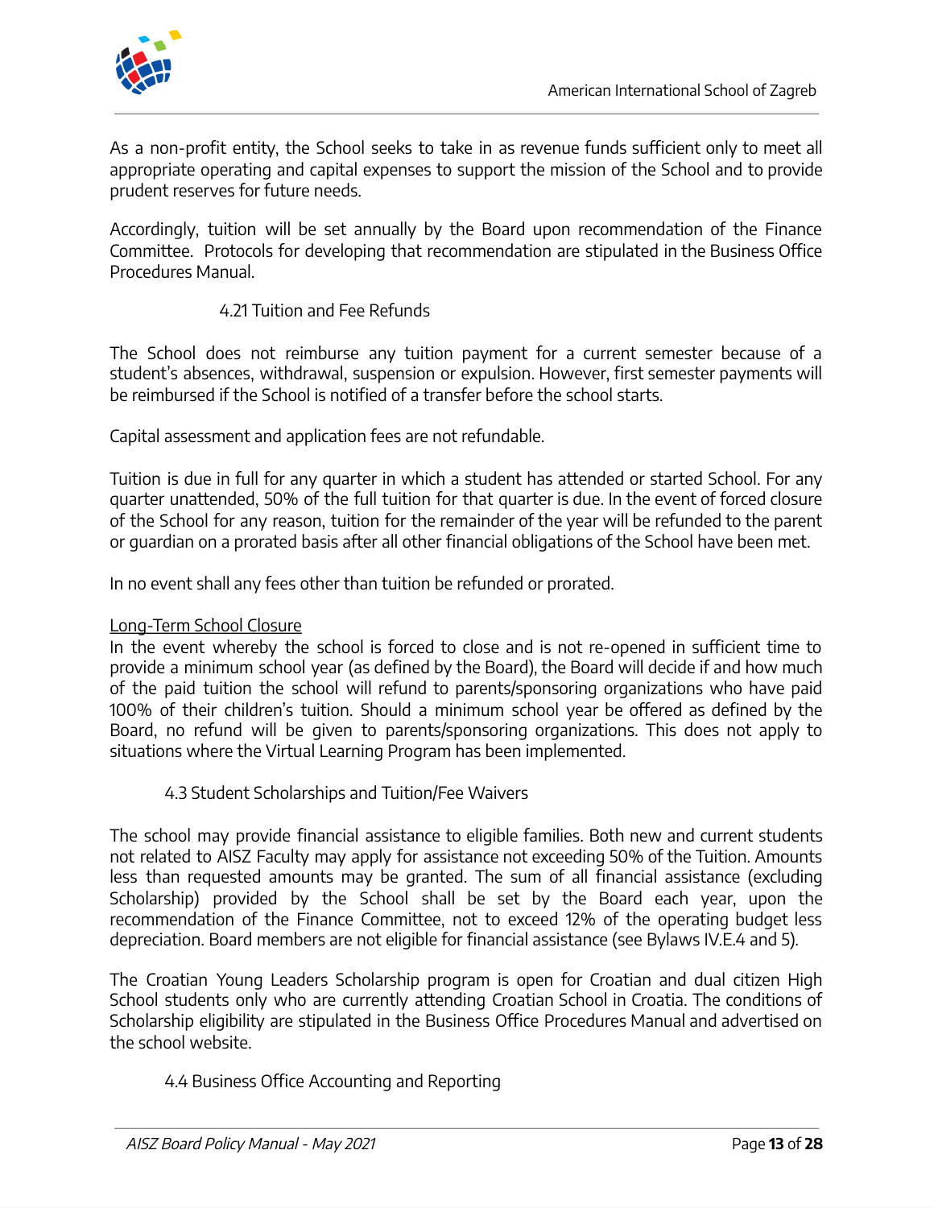As a non-profit entity, the School seeks to take in as revenue funds sufficient only to meet all appropriate operating and capital expenses to support the mission of the School and to provide prudent reserves for future needs.

Accordingly, tuition will be set annually by the Board upon recommendation of the Finance Committee. Protocols for developing that recommendation are stipulated in the Business Office Procedures Manual.

### 4.21 Tuition and Fee Refunds

The School does not reimburse any tuition payment for a current semester because of a student's absences, withdrawal, suspension or expulsion. However, first semester payments will be reimbursed if the School is notified of a transfer before the school starts.

Capital assessment and application fees are not refundable.

Tuition is due in full for any quarter in which a student has attended or started School. For any quarter unattended, 50% of the full tuition for that quarter is due. In the event of forced closure of the School for any reason, tuition for the remainder of the year will be refunded to the parent or guardian on a prorated basis after all other financial obligations of the School have been met.

In no event shall any fees other than tuition be refunded or prorated.

<u>Long-Term School Closure</u>
In the event whereby the school is forced to close and is not re-opened in sufficient time to provide a minimum school year (as defined by the Board), the Board will decide if and how much of the paid tuition the school will refund to parents/sponsoring organizations who have paid 100% of their children's tuition. Should a minimum school year be offered as defined by the Board, no refund will be given to parents/sponsoring organizations. This does not apply to situations where the Virtual Learning Program has been implemented.

### 4.3 Student Scholarships and Tuition/Fee Waivers

The school may provide financial assistance to eligible families. Both new and current students not related to AISZ Faculty may apply for assistance not exceeding 50% of the Tuition. Amounts less than requested amounts may be granted. The sum of all financial assistance (excluding Scholarship) provided by the School shall be set by the Board each year, upon the recommendation of the Finance Committee, not to exceed 12% of the operating budget less depreciation. Board members are not eligible for financial assistance (see Bylaws IV.E.4 and 5).

The Croatian Young Leaders Scholarship program is open for Croatian and dual citizen High School students only who are currently attending Croatian School in Croatia. The conditions of Scholarship eligibility are stipulated in the Business Office Procedures Manual and advertised on the school website.

### 4.4 Business Office Accounting and Reporting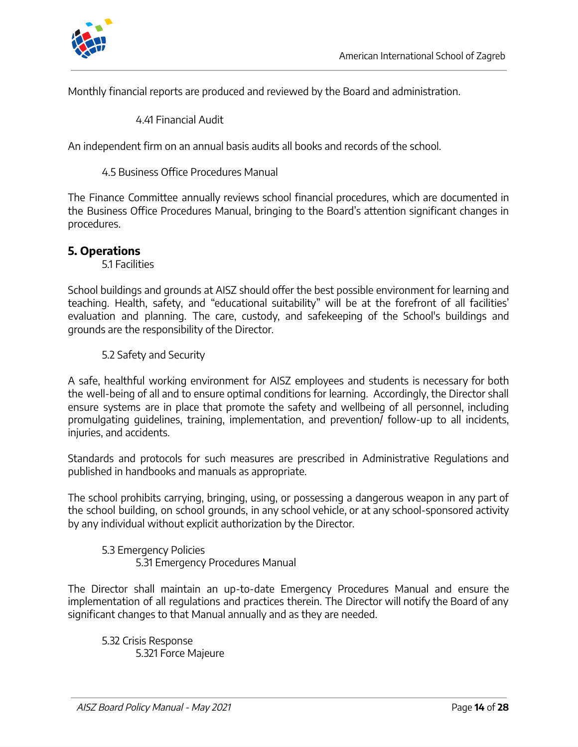Monthly financial reports are produced and reviewed by the Board and administration.

#### 4.41 Financial Audit

An independent firm on an annual basis audits all books and records of the school.

### 4.5 Business Office Procedures Manual

The Finance Committee annually reviews school financial procedures, which are documented in the Business Office Procedures Manual, bringing to the Board's attention significant changes in procedures.

## 5. Operations

### 5.1 Facilities

School buildings and grounds at AISZ should offer the best possible environment for learning and teaching. Health, safety, and "educational suitability" will be at the forefront of all facilities' evaluation and planning. The care, custody, and safekeeping of the School's buildings and grounds are the responsibility of the Director.

### 5.2 Safety and Security

A safe, healthful working environment for AISZ employees and students is necessary for both the well-being of all and to ensure optimal conditions for learning. Accordingly, the Director shall ensure systems are in place that promote the safety and wellbeing of all personnel, including promulgating guidelines, training, implementation, and prevention/ follow-up to all incidents, injuries, and accidents.

Standards and protocols for such measures are prescribed in Administrative Regulations and published in handbooks and manuals as appropriate.

The school prohibits carrying, bringing, using, or possessing a dangerous weapon in any part of the school building, on school grounds, in any school vehicle, or at any school-sponsored activity by any individual without explicit authorization by the Director.

### 5.3 Emergency Policies

#### 5.31 Emergency Procedures Manual

The Director shall maintain an up-to-date Emergency Procedures Manual and ensure the implementation of all regulations and practices therein. The Director will notify the Board of any significant changes to that Manual annually and as they are needed.

#### 5.32 Crisis Response

##### 5.321 Force Majeure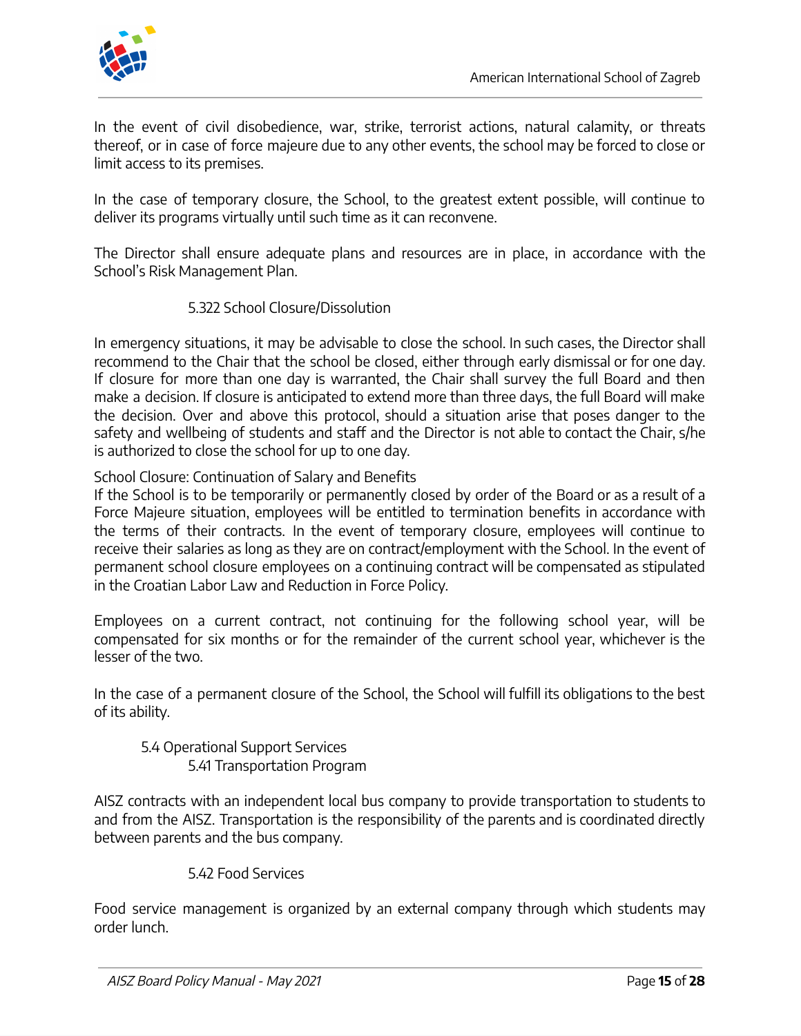In the event of civil disobedience, war, strike, terrorist actions, natural calamity, or threats thereof, or in case of force majeure due to any other events, the school may be forced to close or limit access to its premises.

In the case of temporary closure, the School, to the greatest extent possible, will continue to deliver its programs virtually until such time as it can reconvene.

The Director shall ensure adequate plans and resources are in place, in accordance with the School's Risk Management Plan.

#### 5.322 School Closure/Dissolution

In emergency situations, it may be advisable to close the school. In such cases, the Director shall recommend to the Chair that the school be closed, either through early dismissal or for one day. If closure for more than one day is warranted, the Chair shall survey the full Board and then make a decision. If closure is anticipated to extend more than three days, the full Board will make the decision. Over and above this protocol, should a situation arise that poses danger to the safety and wellbeing of students and staff and the Director is not able to contact the Chair, s/he is authorized to close the school for up to one day.

School Closure: Continuation of Salary and Benefits
If the School is to be temporarily or permanently closed by order of the Board or as a result of a Force Majeure situation, employees will be entitled to termination benefits in accordance with the terms of their contracts. In the event of temporary closure, employees will continue to receive their salaries as long as they are on contract/employment with the School. In the event of permanent school closure employees on a continuing contract will be compensated as stipulated in the Croatian Labor Law and Reduction in Force Policy.

Employees on a current contract, not continuing for the following school year, will be compensated for six months or for the remainder of the current school year, whichever is the lesser of the two.

In the case of a permanent closure of the School, the School will fulfill its obligations to the best of its ability.

### 5.4 Operational Support Services

#### 5.41 Transportation Program

AISZ contracts with an independent local bus company to provide transportation to students to and from the AISZ. Transportation is the responsibility of the parents and is coordinated directly between parents and the bus company.

#### 5.42 Food Services

Food service management is organized by an external company through which students may order lunch.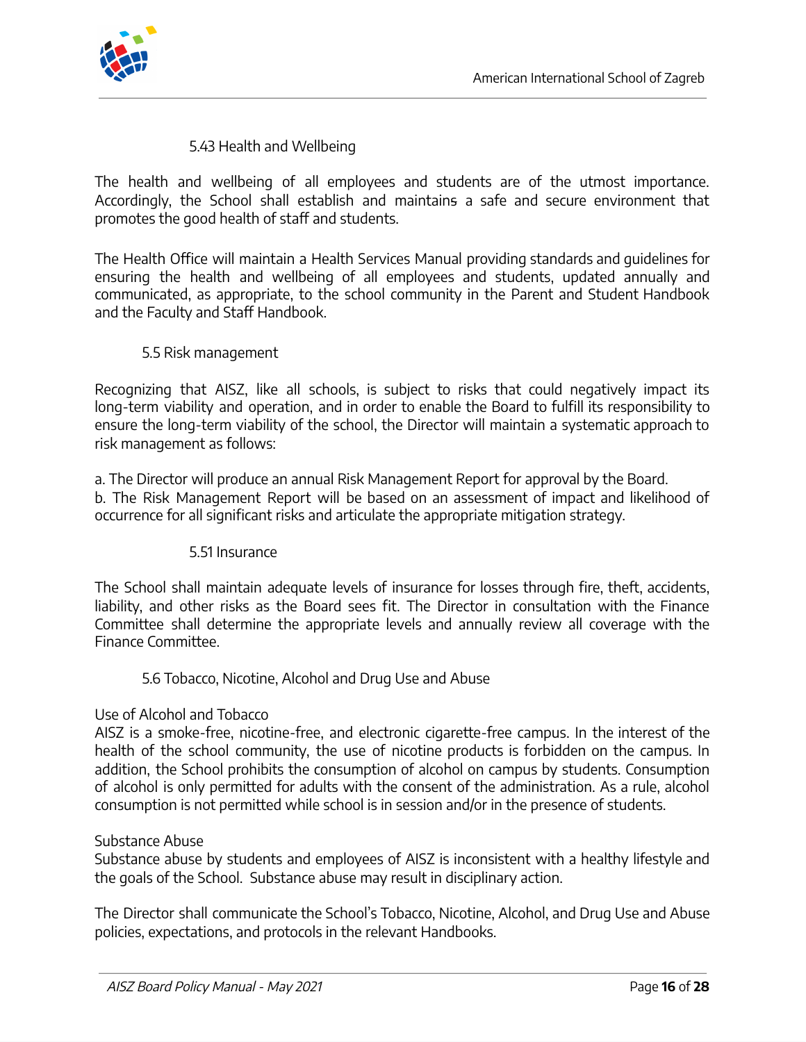### 5.43 Health and Wellbeing

The health and wellbeing of all employees and students are of the utmost importance. Accordingly, the School shall establish and maintains a safe and secure environment that promotes the good health of staff and students.

The Health Office will maintain a Health Services Manual providing standards and guidelines for ensuring the health and wellbeing of all employees and students, updated annually and communicated, as appropriate, to the school community in the Parent and Student Handbook and the Faculty and Staff Handbook.

## 5.5 Risk management

Recognizing that AISZ, like all schools, is subject to risks that could negatively impact its long-term viability and operation, and in order to enable the Board to fulfill its responsibility to ensure the long-term viability of the school, the Director will maintain a systematic approach to risk management as follows:

a. The Director will produce an annual Risk Management Report for approval by the Board.
b. The Risk Management Report will be based on an assessment of impact and likelihood of occurrence for all significant risks and articulate the appropriate mitigation strategy.

### 5.51 Insurance

The School shall maintain adequate levels of insurance for losses through fire, theft, accidents, liability, and other risks as the Board sees fit. The Director in consultation with the Finance Committee shall determine the appropriate levels and annually review all coverage with the Finance Committee.

## 5.6 Tobacco, Nicotine, Alcohol and Drug Use and Abuse

Use of Alcohol and Tobacco
AISZ is a smoke-free, nicotine-free, and electronic cigarette-free campus. In the interest of the health of the school community, the use of nicotine products is forbidden on the campus. In addition, the School prohibits the consumption of alcohol on campus by students. Consumption of alcohol is only permitted for adults with the consent of the administration. As a rule, alcohol consumption is not permitted while school is in session and/or in the presence of students.

Substance Abuse
Substance abuse by students and employees of AISZ is inconsistent with a healthy lifestyle and the goals of the School. Substance abuse may result in disciplinary action.

The Director shall communicate the School's Tobacco, Nicotine, Alcohol, and Drug Use and Abuse policies, expectations, and protocols in the relevant Handbooks.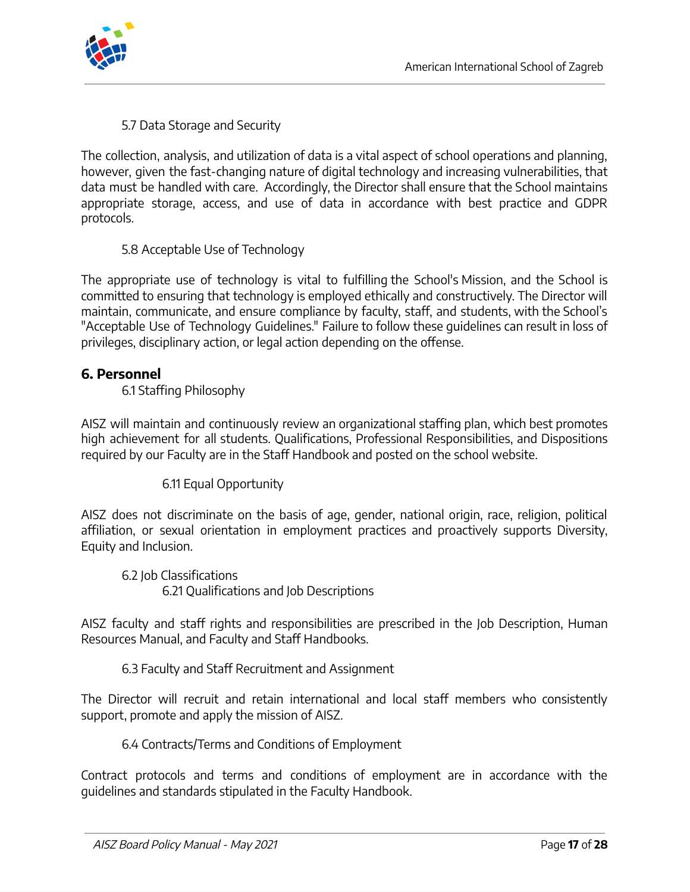### 5.7 Data Storage and Security

The collection, analysis, and utilization of data is a vital aspect of school operations and planning, however, given the fast-changing nature of digital technology and increasing vulnerabilities, that data must be handled with care. Accordingly, the Director shall ensure that the School maintains appropriate storage, access, and use of data in accordance with best practice and GDPR protocols.

### 5.8 Acceptable Use of Technology

The appropriate use of technology is vital to fulfilling the School's Mission, and the School is committed to ensuring that technology is employed ethically and constructively. The Director will maintain, communicate, and ensure compliance by faculty, staff, and students, with the School's "Acceptable Use of Technology Guidelines." Failure to follow these guidelines can result in loss of privileges, disciplinary action, or legal action depending on the offense.

## 6. Personnel

### 6.1 Staffing Philosophy

AISZ will maintain and continuously review an organizational staffing plan, which best promotes high achievement for all students. Qualifications, Professional Responsibilities, and Dispositions required by our Faculty are in the Staff Handbook and posted on the school website.

#### 6.11 Equal Opportunity

AISZ does not discriminate on the basis of age, gender, national origin, race, religion, political affiliation, or sexual orientation in employment practices and proactively supports Diversity, Equity and Inclusion.

### 6.2 Job Classifications

#### 6.21 Qualifications and Job Descriptions

AISZ faculty and staff rights and responsibilities are prescribed in the Job Description, Human Resources Manual, and Faculty and Staff Handbooks.

### 6.3 Faculty and Staff Recruitment and Assignment

The Director will recruit and retain international and local staff members who consistently support, promote and apply the mission of AISZ.

### 6.4 Contracts/Terms and Conditions of Employment

Contract protocols and terms and conditions of employment are in accordance with the guidelines and standards stipulated in the Faculty Handbook.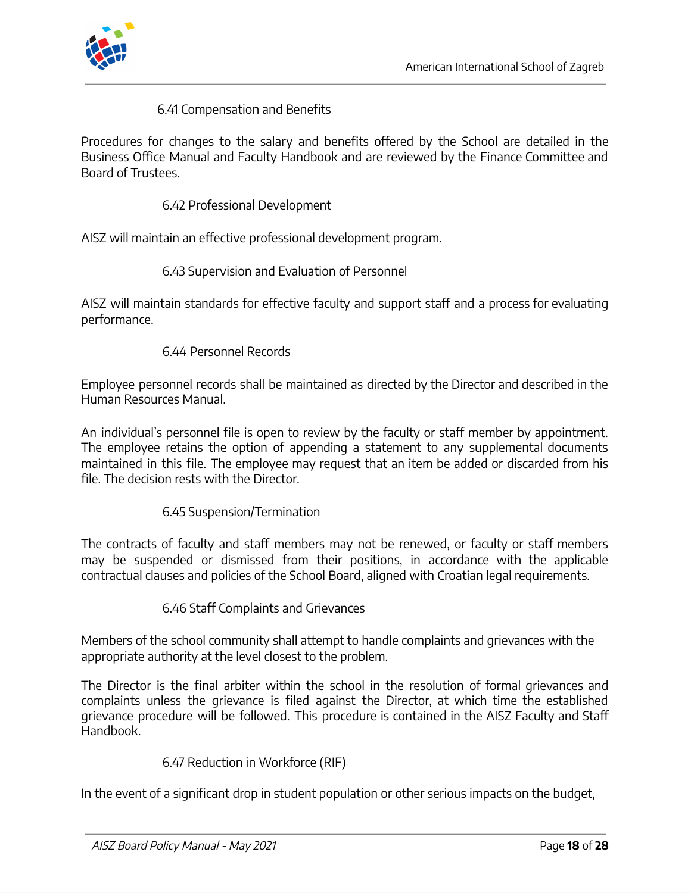### 6.41 Compensation and Benefits

Procedures for changes to the salary and benefits offered by the School are detailed in the Business Office Manual and Faculty Handbook and are reviewed by the Finance Committee and Board of Trustees.

### 6.42 Professional Development

AISZ will maintain an effective professional development program.

### 6.43 Supervision and Evaluation of Personnel

AISZ will maintain standards for effective faculty and support staff and a process for evaluating performance.

### 6.44 Personnel Records

Employee personnel records shall be maintained as directed by the Director and described in the Human Resources Manual.

An individual's personnel file is open to review by the faculty or staff member by appointment. The employee retains the option of appending a statement to any supplemental documents maintained in this file. The employee may request that an item be added or discarded from his file. The decision rests with the Director.

### 6.45 Suspension/Termination

The contracts of faculty and staff members may not be renewed, or faculty or staff members may be suspended or dismissed from their positions, in accordance with the applicable contractual clauses and policies of the School Board, aligned with Croatian legal requirements.

### 6.46 Staff Complaints and Grievances

Members of the school community shall attempt to handle complaints and grievances with the appropriate authority at the level closest to the problem.

The Director is the final arbiter within the school in the resolution of formal grievances and complaints unless the grievance is filed against the Director, at which time the established grievance procedure will be followed. This procedure is contained in the AISZ Faculty and Staff Handbook.

### 6.47 Reduction in Workforce (RIF)

In the event of a significant drop in student population or other serious impacts on the budget,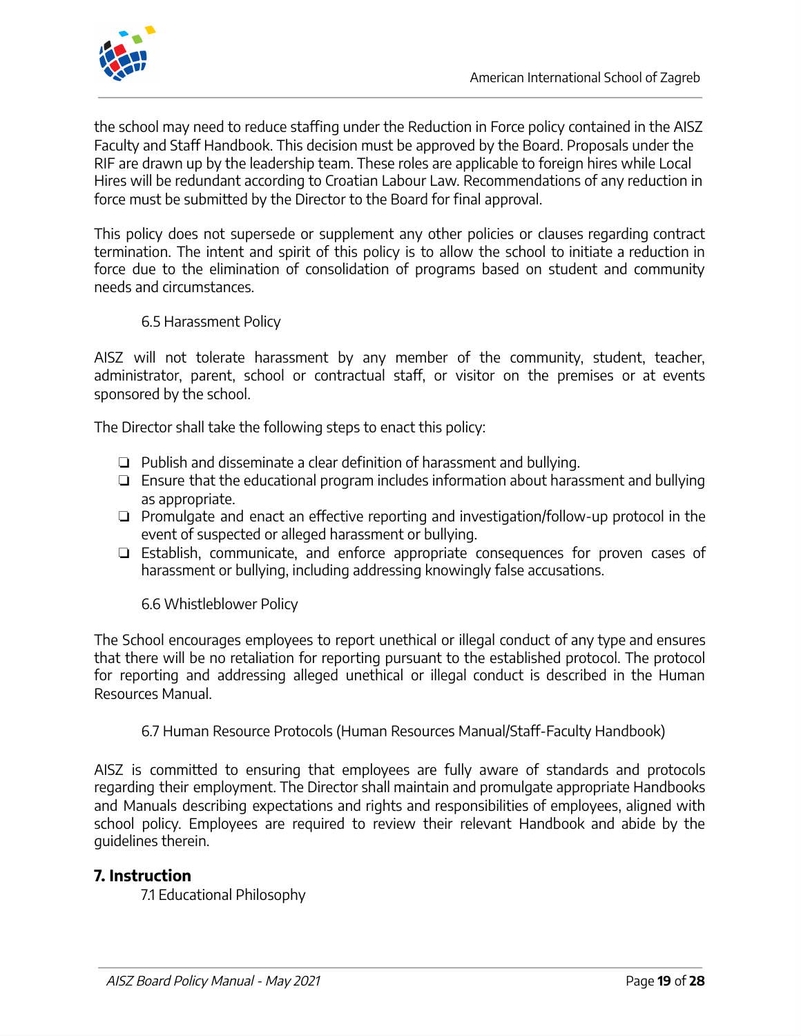the school may need to reduce staffing under the Reduction in Force policy contained in the AISZ Faculty and Staff Handbook. This decision must be approved by the Board. Proposals under the RIF are drawn up by the leadership team. These roles are applicable to foreign hires while Local Hires will be redundant according to Croatian Labour Law. Recommendations of any reduction in force must be submitted by the Director to the Board for final approval.

This policy does not supersede or supplement any other policies or clauses regarding contract termination. The intent and spirit of this policy is to allow the school to initiate a reduction in force due to the elimination of consolidation of programs based on student and community needs and circumstances.

### 6.5 Harassment Policy

AISZ will not tolerate harassment by any member of the community, student, teacher, administrator, parent, school or contractual staff, or visitor on the premises or at events sponsored by the school.

The Director shall take the following steps to enact this policy:

- Publish and disseminate a clear definition of harassment and bullying.
- Ensure that the educational program includes information about harassment and bullying as appropriate.
- Promulgate and enact an effective reporting and investigation/follow-up protocol in the event of suspected or alleged harassment or bullying.
- Establish, communicate, and enforce appropriate consequences for proven cases of harassment or bullying, including addressing knowingly false accusations.

### 6.6 Whistleblower Policy

The School encourages employees to report unethical or illegal conduct of any type and ensures that there will be no retaliation for reporting pursuant to the established protocol. The protocol for reporting and addressing alleged unethical or illegal conduct is described in the Human Resources Manual.

### 6.7 Human Resource Protocols (Human Resources Manual/Staff-Faculty Handbook)

AISZ is committed to ensuring that employees are fully aware of standards and protocols regarding their employment. The Director shall maintain and promulgate appropriate Handbooks and Manuals describing expectations and rights and responsibilities of employees, aligned with school policy. Employees are required to review their relevant Handbook and abide by the guidelines therein.

## 7. Instruction

### 7.1 Educational Philosophy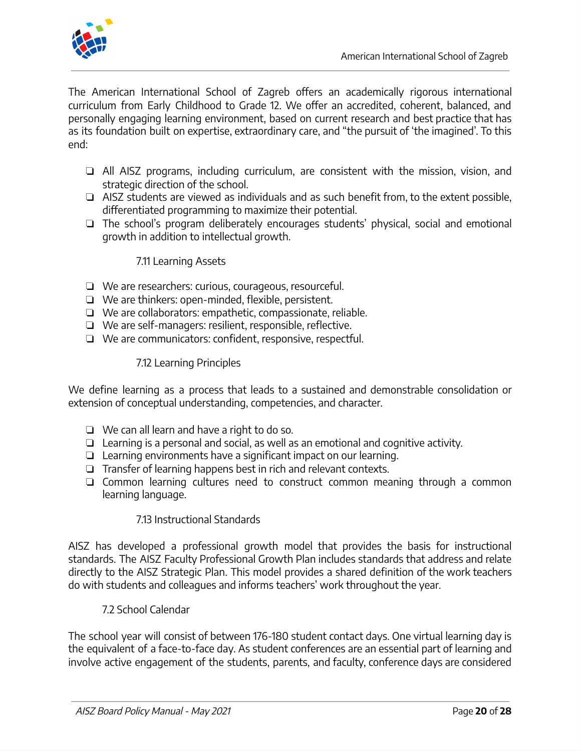The American International School of Zagreb offers an academically rigorous international curriculum from Early Childhood to Grade 12. We offer an accredited, coherent, balanced, and personally engaging learning environment, based on current research and best practice that has as its foundation built on expertise, extraordinary care, and "the pursuit of 'the imagined'. To this end:

- All AISZ programs, including curriculum, are consistent with the mission, vision, and strategic direction of the school.
- AISZ students are viewed as individuals and as such benefit from, to the extent possible, differentiated programming to maximize their potential.
- The school's program deliberately encourages students' physical, social and emotional growth in addition to intellectual growth.

### 7.11 Learning Assets

- We are researchers: curious, courageous, resourceful.
- We are thinkers: open-minded, flexible, persistent.
- We are collaborators: empathetic, compassionate, reliable.
- We are self-managers: resilient, responsible, reflective.
- We are communicators: confident, responsive, respectful.

### 7.12 Learning Principles

We define learning as a process that leads to a sustained and demonstrable consolidation or extension of conceptual understanding, competencies, and character.

- We can all learn and have a right to do so.
- Learning is a personal and social, as well as an emotional and cognitive activity.
- Learning environments have a significant impact on our learning.
- Transfer of learning happens best in rich and relevant contexts.
- Common learning cultures need to construct common meaning through a common learning language.

### 7.13 Instructional Standards

AISZ has developed a professional growth model that provides the basis for instructional standards. The AISZ Faculty Professional Growth Plan includes standards that address and relate directly to the AISZ Strategic Plan. This model provides a shared definition of the work teachers do with students and colleagues and informs teachers' work throughout the year.

## 7.2 School Calendar

The school year will consist of between 176-180 student contact days. One virtual learning day is the equivalent of a face-to-face day. As student conferences are an essential part of learning and involve active engagement of the students, parents, and faculty, conference days are considered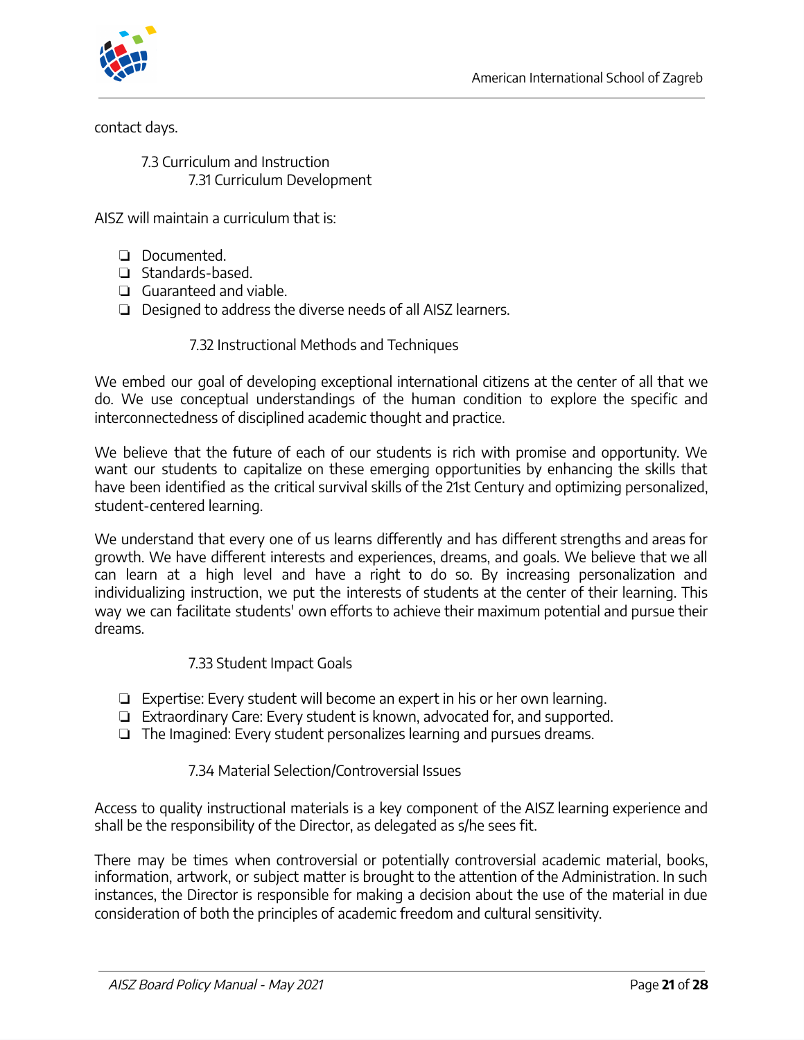contact days.

### 7.3 Curriculum and Instruction

#### 7.31 Curriculum Development

AISZ will maintain a curriculum that is:

- Documented.
- Standards-based.
- Guaranteed and viable.
- Designed to address the diverse needs of all AISZ learners.

#### 7.32 Instructional Methods and Techniques

We embed our goal of developing exceptional international citizens at the center of all that we do. We use conceptual understandings of the human condition to explore the specific and interconnectedness of disciplined academic thought and practice.

We believe that the future of each of our students is rich with promise and opportunity. We want our students to capitalize on these emerging opportunities by enhancing the skills that have been identified as the critical survival skills of the 21st Century and optimizing personalized, student-centered learning.

We understand that every one of us learns differently and has different strengths and areas for growth. We have different interests and experiences, dreams, and goals. We believe that we all can learn at a high level and have a right to do so. By increasing personalization and individualizing instruction, we put the interests of students at the center of their learning. This way we can facilitate students' own efforts to achieve their maximum potential and pursue their dreams.

#### 7.33 Student Impact Goals

- Expertise: Every student will become an expert in his or her own learning.
- Extraordinary Care: Every student is known, advocated for, and supported.
- The Imagined: Every student personalizes learning and pursues dreams.

#### 7.34 Material Selection/Controversial Issues

Access to quality instructional materials is a key component of the AISZ learning experience and shall be the responsibility of the Director, as delegated as s/he sees fit.

There may be times when controversial or potentially controversial academic material, books, information, artwork, or subject matter is brought to the attention of the Administration. In such instances, the Director is responsible for making a decision about the use of the material in due consideration of both the principles of academic freedom and cultural sensitivity.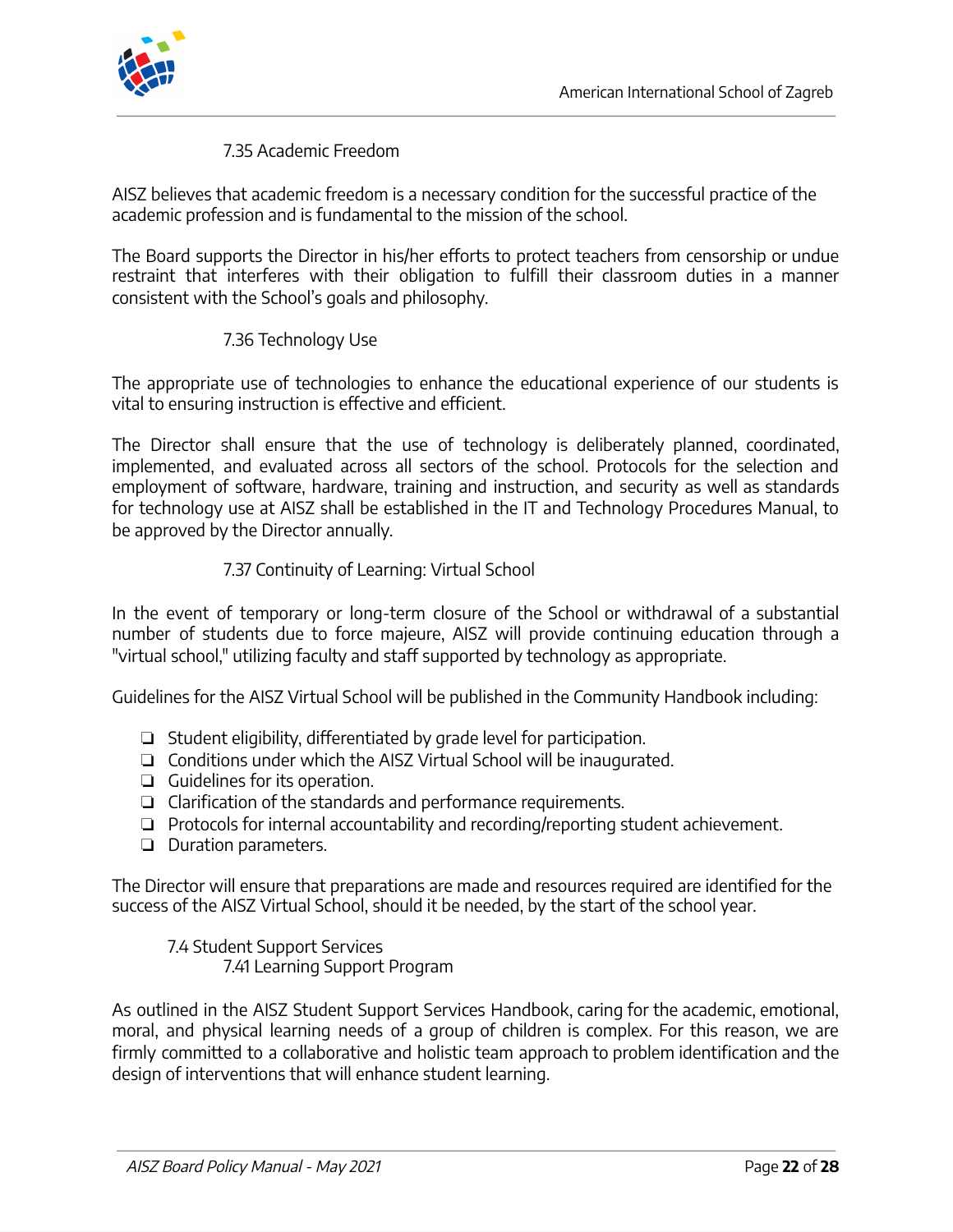#### 7.35 Academic Freedom

AISZ believes that academic freedom is a necessary condition for the successful practice of the academic profession and is fundamental to the mission of the school.

The Board supports the Director in his/her efforts to protect teachers from censorship or undue restraint that interferes with their obligation to fulfill their classroom duties in a manner consistent with the School's goals and philosophy.

#### 7.36 Technology Use

The appropriate use of technologies to enhance the educational experience of our students is vital to ensuring instruction is effective and efficient.

The Director shall ensure that the use of technology is deliberately planned, coordinated, implemented, and evaluated across all sectors of the school. Protocols for the selection and employment of software, hardware, training and instruction, and security as well as standards for technology use at AISZ shall be established in the IT and Technology Procedures Manual, to be approved by the Director annually.

#### 7.37 Continuity of Learning: Virtual School

In the event of temporary or long-term closure of the School or withdrawal of a substantial number of students due to force majeure, AISZ will provide continuing education through a "virtual school," utilizing faculty and staff supported by technology as appropriate.

Guidelines for the AISZ Virtual School will be published in the Community Handbook including:

- ❏ Student eligibility, differentiated by grade level for participation.
- ❏ Conditions under which the AISZ Virtual School will be inaugurated.
- ❏ Guidelines for its operation.
- ❏ Clarification of the standards and performance requirements.
- ❏ Protocols for internal accountability and recording/reporting student achievement.
- ❏ Duration parameters.

The Director will ensure that preparations are made and resources required are identified for the success of the AISZ Virtual School, should it be needed, by the start of the school year.

### 7.4 Student Support Services

#### 7.41 Learning Support Program

As outlined in the AISZ Student Support Services Handbook, caring for the academic, emotional, moral, and physical learning needs of a group of children is complex. For this reason, we are firmly committed to a collaborative and holistic team approach to problem identification and the design of interventions that will enhance student learning.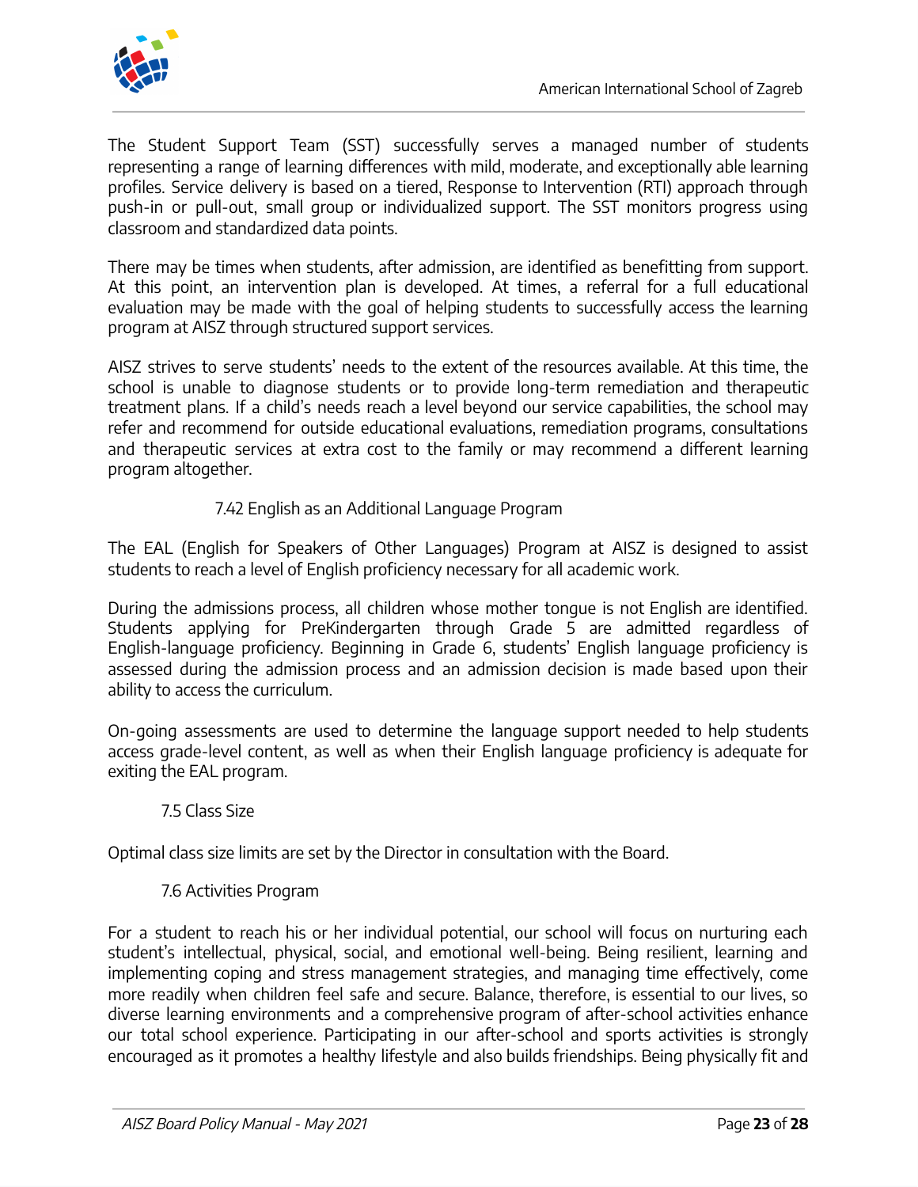The Student Support Team (SST) successfully serves a managed number of students representing a range of learning differences with mild, moderate, and exceptionally able learning profiles. Service delivery is based on a tiered, Response to Intervention (RTI) approach through push-in or pull-out, small group or individualized support. The SST monitors progress using classroom and standardized data points.

There may be times when students, after admission, are identified as benefitting from support. At this point, an intervention plan is developed. At times, a referral for a full educational evaluation may be made with the goal of helping students to successfully access the learning program at AISZ through structured support services.

AISZ strives to serve students' needs to the extent of the resources available. At this time, the school is unable to diagnose students or to provide long-term remediation and therapeutic treatment plans. If a child's needs reach a level beyond our service capabilities, the school may refer and recommend for outside educational evaluations, remediation programs, consultations and therapeutic services at extra cost to the family or may recommend a different learning program altogether.

#### 7.42 English as an Additional Language Program

The EAL (English for Speakers of Other Languages) Program at AISZ is designed to assist students to reach a level of English proficiency necessary for all academic work.

During the admissions process, all children whose mother tongue is not English are identified. Students applying for PreKindergarten through Grade 5 are admitted regardless of English-language proficiency. Beginning in Grade 6, students' English language proficiency is assessed during the admission process and an admission decision is made based upon their ability to access the curriculum.

On-going assessments are used to determine the language support needed to help students access grade-level content, as well as when their English language proficiency is adequate for exiting the EAL program.

### 7.5 Class Size

Optimal class size limits are set by the Director in consultation with the Board.

### 7.6 Activities Program

For a student to reach his or her individual potential, our school will focus on nurturing each student's intellectual, physical, social, and emotional well-being. Being resilient, learning and implementing coping and stress management strategies, and managing time effectively, come more readily when children feel safe and secure. Balance, therefore, is essential to our lives, so diverse learning environments and a comprehensive program of after-school activities enhance our total school experience. Participating in our after-school and sports activities is strongly encouraged as it promotes a healthy lifestyle and also builds friendships. Being physically fit and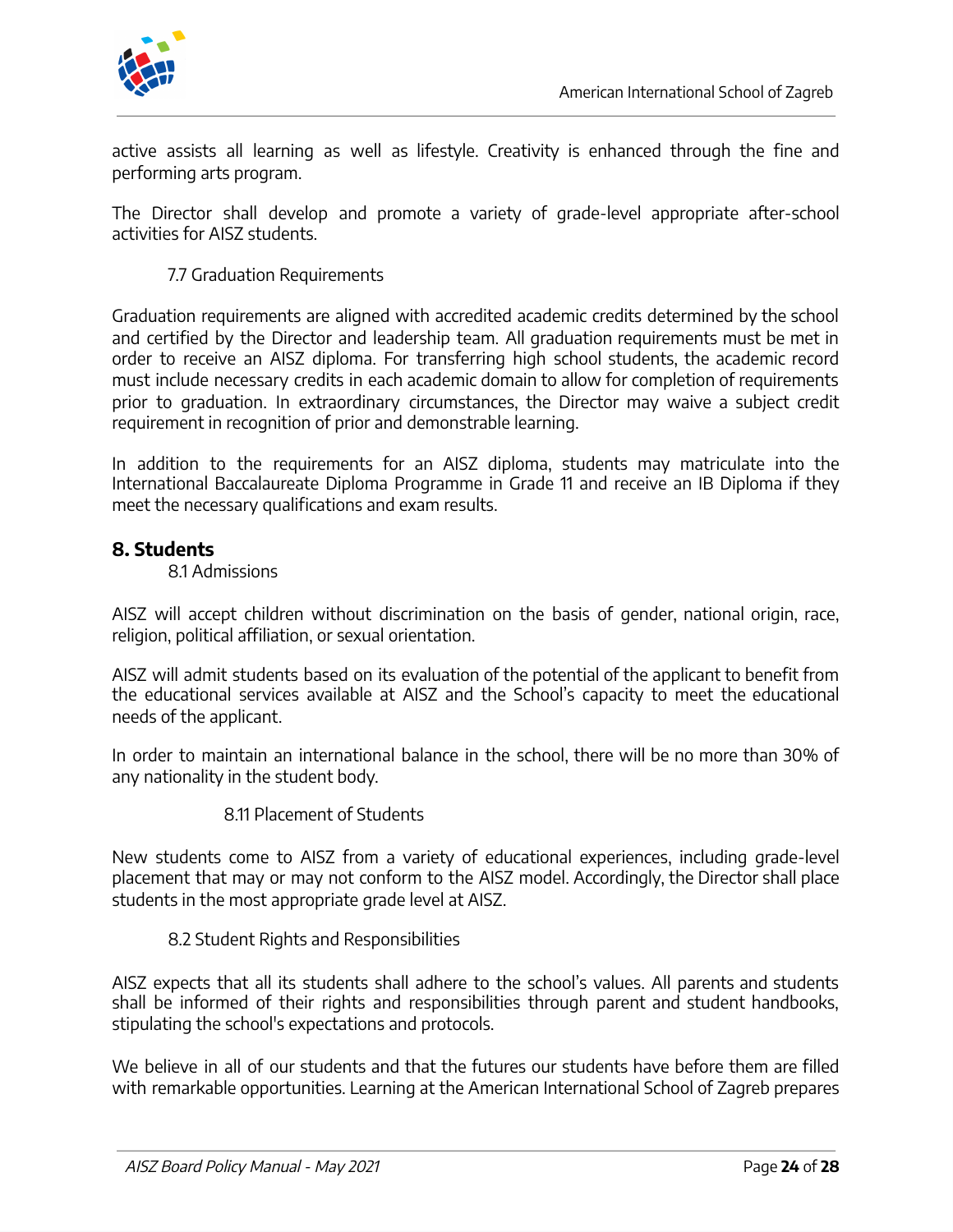active assists all learning as well as lifestyle. Creativity is enhanced through the fine and performing arts program.

The Director shall develop and promote a variety of grade-level appropriate after-school activities for AISZ students.

### 7.7 Graduation Requirements

Graduation requirements are aligned with accredited academic credits determined by the school and certified by the Director and leadership team. All graduation requirements must be met in order to receive an AISZ diploma. For transferring high school students, the academic record must include necessary credits in each academic domain to allow for completion of requirements prior to graduation. In extraordinary circumstances, the Director may waive a subject credit requirement in recognition of prior and demonstrable learning.

In addition to the requirements for an AISZ diploma, students may matriculate into the International Baccalaureate Diploma Programme in Grade 11 and receive an IB Diploma if they meet the necessary qualifications and exam results.

## 8. Students

### 8.1 Admissions

AISZ will accept children without discrimination on the basis of gender, national origin, race, religion, political affiliation, or sexual orientation.

AISZ will admit students based on its evaluation of the potential of the applicant to benefit from the educational services available at AISZ and the School's capacity to meet the educational needs of the applicant.

In order to maintain an international balance in the school, there will be no more than 30% of any nationality in the student body.

#### 8.11 Placement of Students

New students come to AISZ from a variety of educational experiences, including grade-level placement that may or may not conform to the AISZ model. Accordingly, the Director shall place students in the most appropriate grade level at AISZ.

### 8.2 Student Rights and Responsibilities

AISZ expects that all its students shall adhere to the school's values. All parents and students shall be informed of their rights and responsibilities through parent and student handbooks, stipulating the school's expectations and protocols.

We believe in all of our students and that the futures our students have before them are filled with remarkable opportunities. Learning at the American International School of Zagreb prepares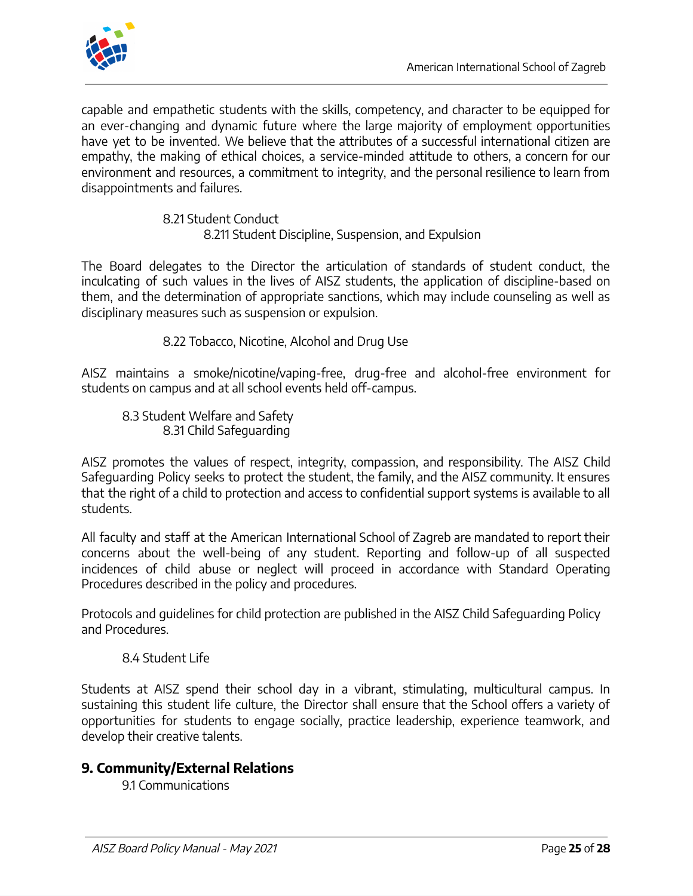capable and empathetic students with the skills, competency, and character to be equipped for an ever-changing and dynamic future where the large majority of employment opportunities have yet to be invented. We believe that the attributes of a successful international citizen are empathy, the making of ethical choices, a service-minded attitude to others, a concern for our environment and resources, a commitment to integrity, and the personal resilience to learn from disappointments and failures.

8.21 Student Conduct

8.211 Student Discipline, Suspension, and Expulsion

The Board delegates to the Director the articulation of standards of student conduct, the inculcating of such values in the lives of AISZ students, the application of discipline-based on them, and the determination of appropriate sanctions, which may include counseling as well as disciplinary measures such as suspension or expulsion.

8.22 Tobacco, Nicotine, Alcohol and Drug Use

AISZ maintains a smoke/nicotine/vaping-free, drug-free and alcohol-free environment for students on campus and at all school events held off-campus.

8.3 Student Welfare and Safety

8.31 Child Safeguarding

AISZ promotes the values of respect, integrity, compassion, and responsibility. The AISZ Child Safeguarding Policy seeks to protect the student, the family, and the AISZ community. It ensures that the right of a child to protection and access to confidential support systems is available to all students.

All faculty and staff at the American International School of Zagreb are mandated to report their concerns about the well-being of any student. Reporting and follow-up of all suspected incidences of child abuse or neglect will proceed in accordance with Standard Operating Procedures described in the policy and procedures.

Protocols and guidelines for child protection are published in the AISZ Child Safeguarding Policy and Procedures.

8.4 Student Life

Students at AISZ spend their school day in a vibrant, stimulating, multicultural campus. In sustaining this student life culture, the Director shall ensure that the School offers a variety of opportunities for students to engage socially, practice leadership, experience teamwork, and develop their creative talents.

## 9. Community/External Relations

9.1 Communications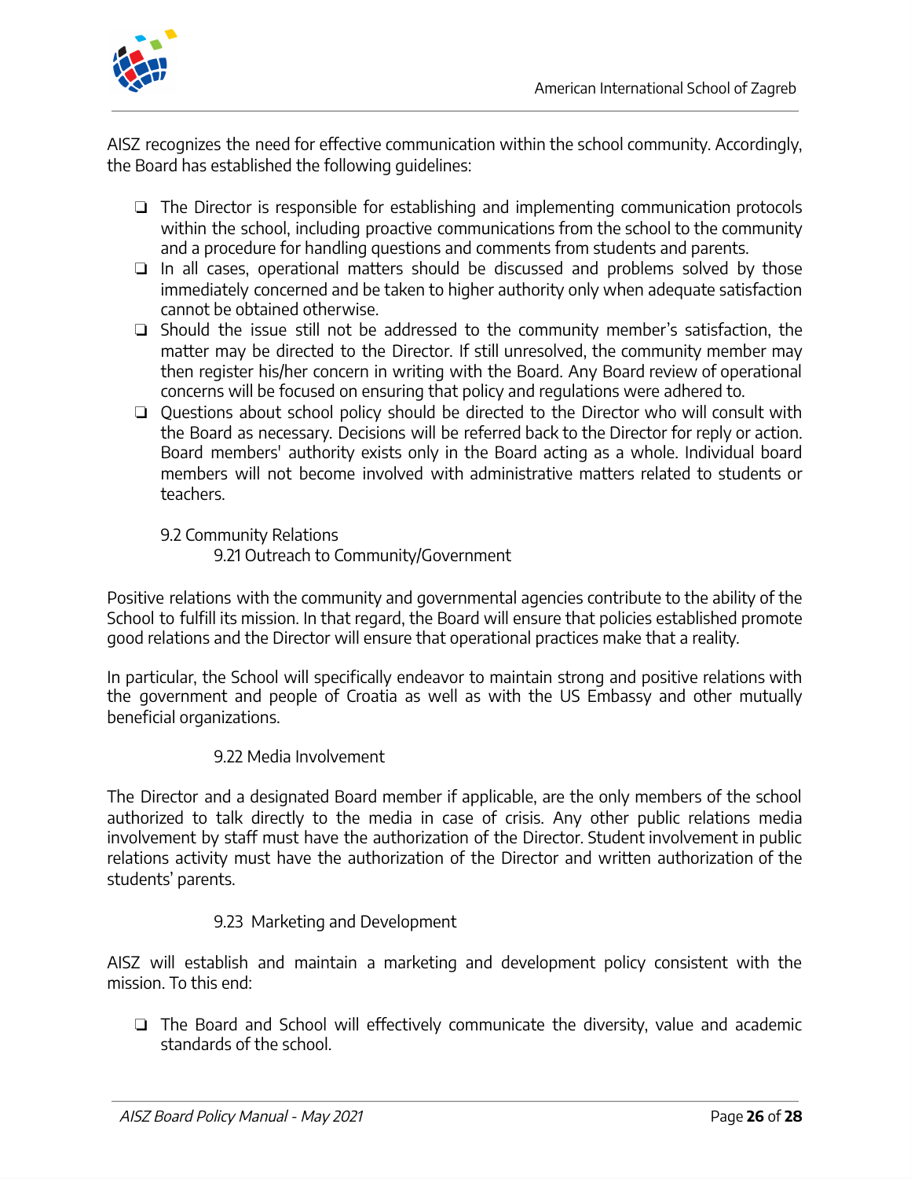AISZ recognizes the need for effective communication within the school community. Accordingly, the Board has established the following guidelines:

- The Director is responsible for establishing and implementing communication protocols within the school, including proactive communications from the school to the community and a procedure for handling questions and comments from students and parents.
- In all cases, operational matters should be discussed and problems solved by those immediately concerned and be taken to higher authority only when adequate satisfaction cannot be obtained otherwise.
- Should the issue still not be addressed to the community member's satisfaction, the matter may be directed to the Director. If still unresolved, the community member may then register his/her concern in writing with the Board. Any Board review of operational concerns will be focused on ensuring that policy and regulations were adhered to.
- Questions about school policy should be directed to the Director who will consult with the Board as necessary. Decisions will be referred back to the Director for reply or action. Board members' authority exists only in the Board acting as a whole. Individual board members will not become involved with administrative matters related to students or teachers.

### 9.2 Community Relations

#### 9.21 Outreach to Community/Government

Positive relations with the community and governmental agencies contribute to the ability of the School to fulfill its mission. In that regard, the Board will ensure that policies established promote good relations and the Director will ensure that operational practices make that a reality.

In particular, the School will specifically endeavor to maintain strong and positive relations with the government and people of Croatia as well as with the US Embassy and other mutually beneficial organizations.

#### 9.22 Media Involvement

The Director and a designated Board member if applicable, are the only members of the school authorized to talk directly to the media in case of crisis. Any other public relations media involvement by staff must have the authorization of the Director. Student involvement in public relations activity must have the authorization of the Director and written authorization of the students' parents.

#### 9.23 Marketing and Development

AISZ will establish and maintain a marketing and development policy consistent with the mission. To this end:

- The Board and School will effectively communicate the diversity, value and academic standards of the school.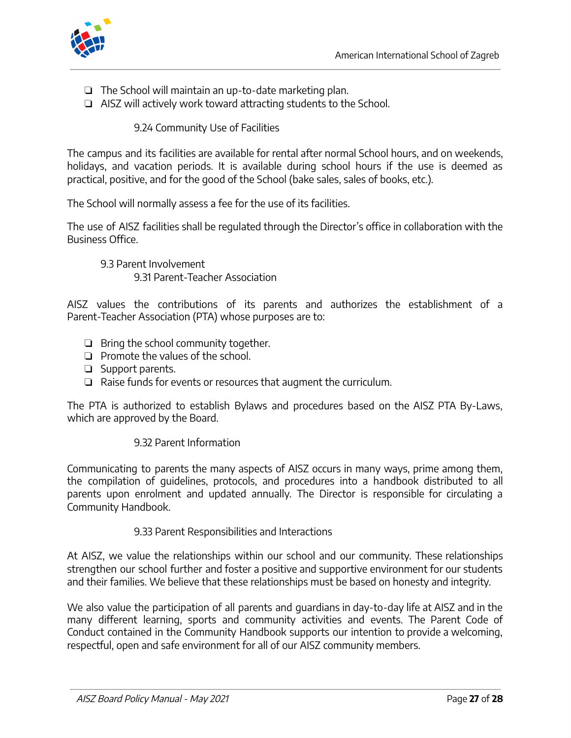- The School will maintain an up-to-date marketing plan.
- AISZ will actively work toward attracting students to the School.

#### 9.24 Community Use of Facilities

The campus and its facilities are available for rental after normal School hours, and on weekends, holidays, and vacation periods. It is available during school hours if the use is deemed as practical, positive, and for the good of the School (bake sales, sales of books, etc.).

The School will normally assess a fee for the use of its facilities.

The use of AISZ facilities shall be regulated through the Director's office in collaboration with the Business Office.

### 9.3 Parent Involvement

#### 9.31 Parent-Teacher Association

AISZ values the contributions of its parents and authorizes the establishment of a Parent-Teacher Association (PTA) whose purposes are to:

- Bring the school community together.
- Promote the values of the school.
- Support parents.
- Raise funds for events or resources that augment the curriculum.

The PTA is authorized to establish Bylaws and procedures based on the AISZ PTA By-Laws, which are approved by the Board.

#### 9.32 Parent Information

Communicating to parents the many aspects of AISZ occurs in many ways, prime among them, the compilation of guidelines, protocols, and procedures into a handbook distributed to all parents upon enrolment and updated annually. The Director is responsible for circulating a Community Handbook.

#### 9.33 Parent Responsibilities and Interactions

At AISZ, we value the relationships within our school and our community. These relationships strengthen our school further and foster a positive and supportive environment for our students and their families. We believe that these relationships must be based on honesty and integrity.

We also value the participation of all parents and guardians in day-to-day life at AISZ and in the many different learning, sports and community activities and events. The Parent Code of Conduct contained in the Community Handbook supports our intention to provide a welcoming, respectful, open and safe environment for all of our AISZ community members.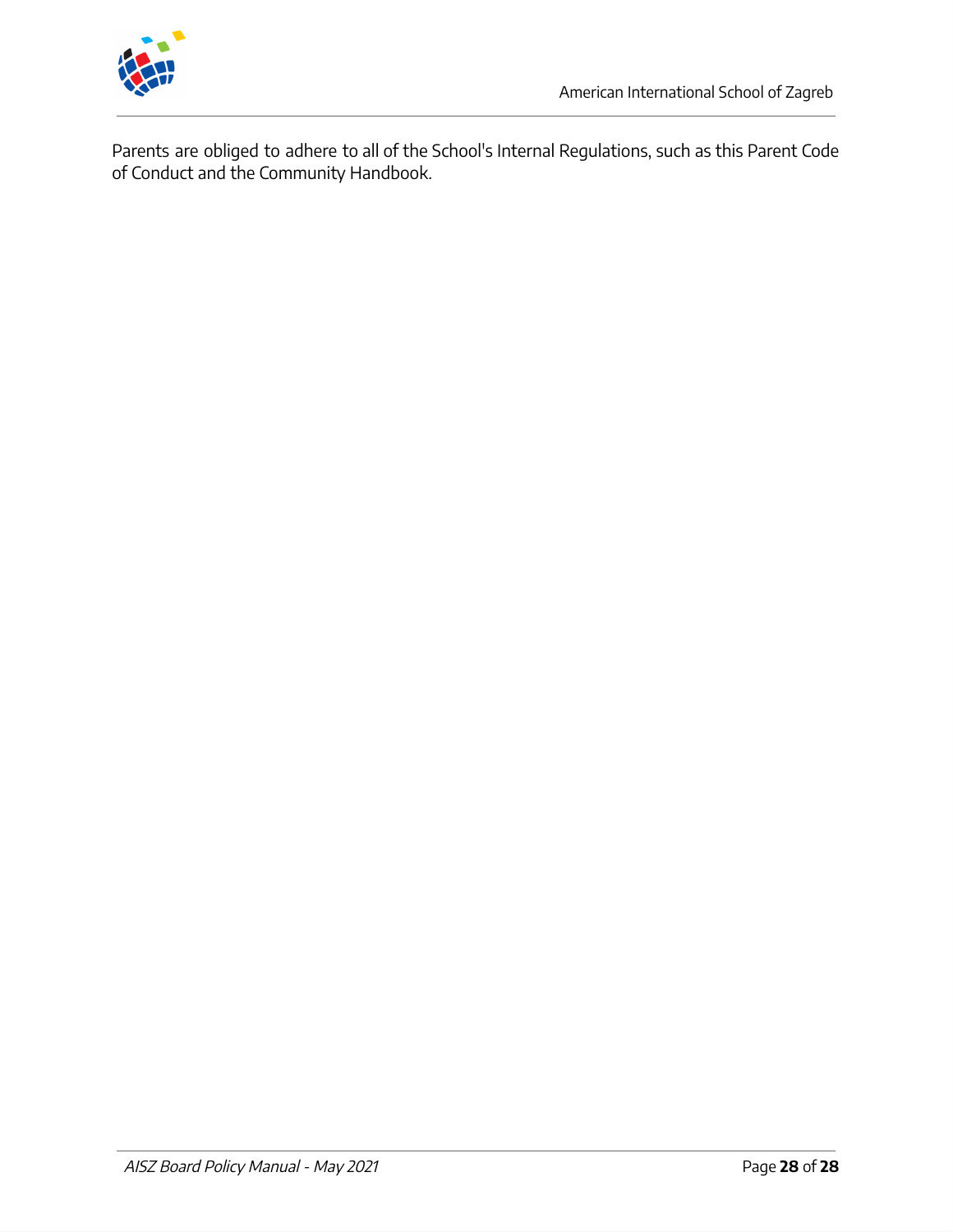Parents are obliged to adhere to all of the School's Internal Regulations, such as this Parent Code of Conduct and the Community Handbook.